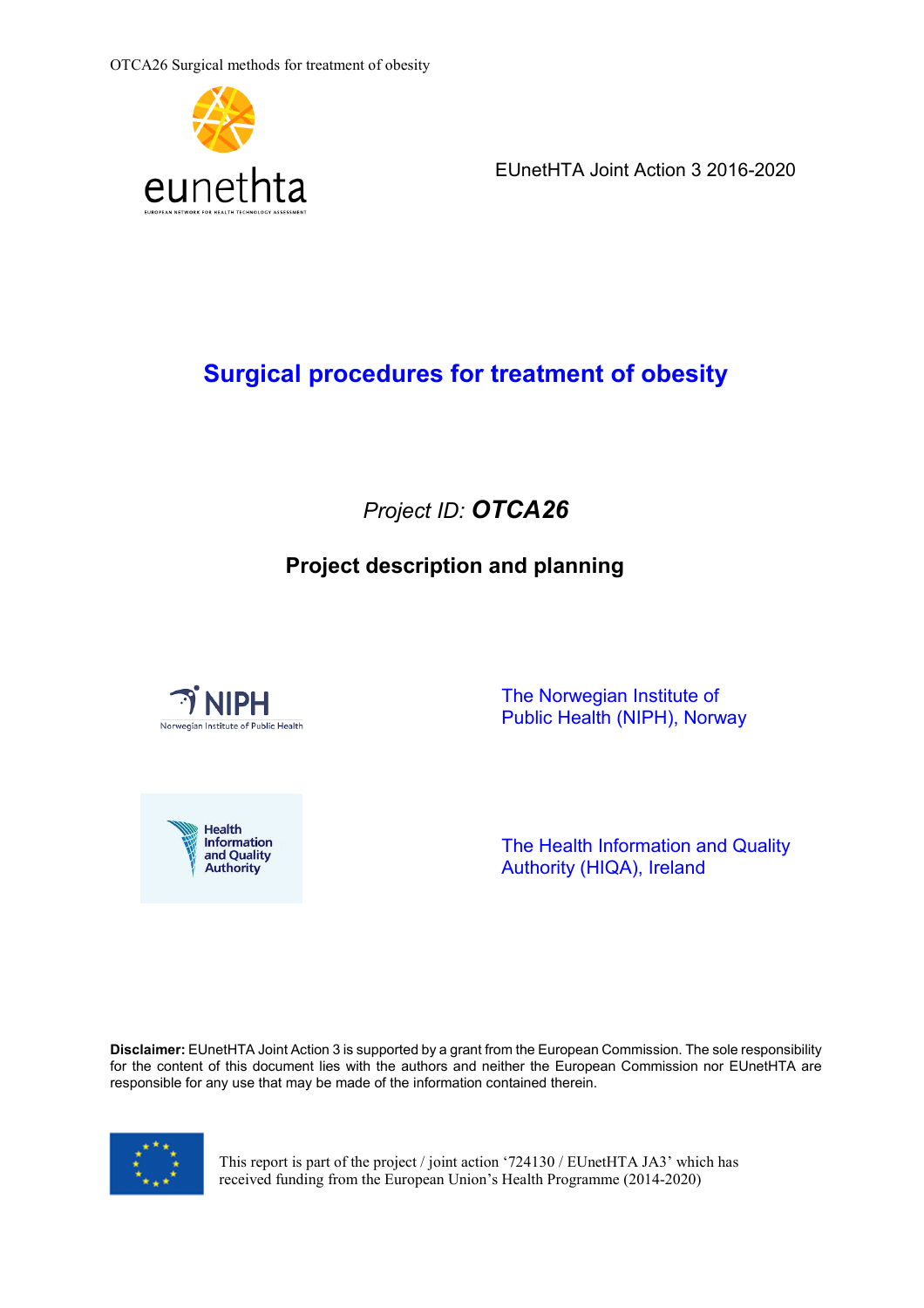EUnetHTA Joint Action 3 2016-2020

# Surgical procedures for treatment of obesity

*Project ID:* ***OTCA26***

**Project description and planning**

The Norwegian Institute of Public Health (NIPH), Norway

The Health Information and Quality Authority (HIQA), Ireland

**Disclaimer:** EUnetHTA Joint Action 3 is supported by a grant from the European Commission. The sole responsibility for the content of this document lies with the authors and neither the European Commission nor EUnetHTA are responsible for any use that may be made of the information contained therein.

This report is part of the project / joint action '724130 / EUnetHTA JA3' which has received funding from the European Union's Health Programme (2014-2020)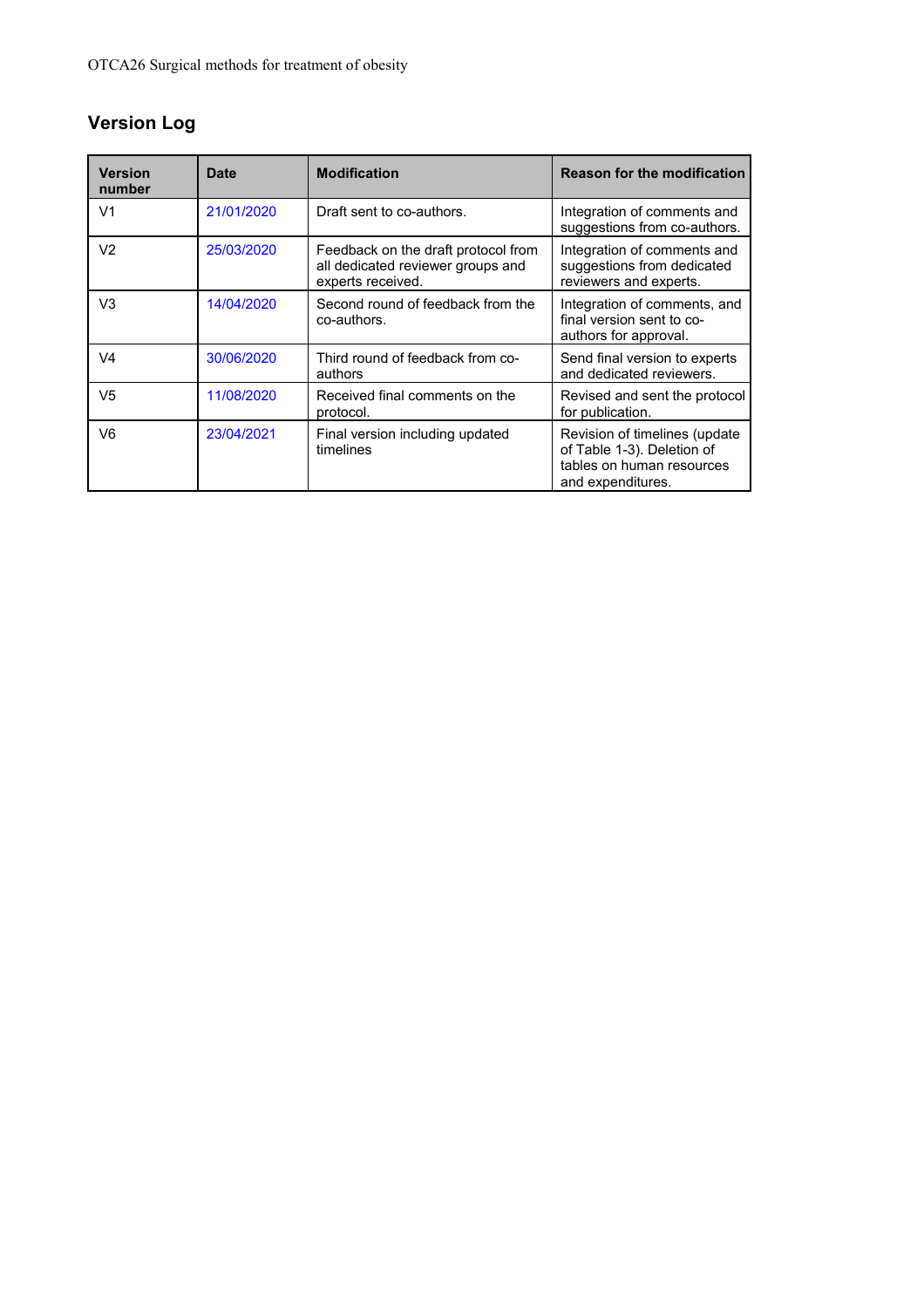## Version Log

| Version number | Date | Modification | Reason for the modification |
|---|---|---|---|
| V1 | 21/01/2020 | Draft sent to co-authors. | Integration of comments and suggestions from co-authors. |
| V2 | 25/03/2020 | Feedback on the draft protocol from all dedicated reviewer groups and experts received. | Integration of comments and suggestions from dedicated reviewers and experts. |
| V3 | 14/04/2020 | Second round of feedback from the co-authors. | Integration of comments, and final version sent to co-authors for approval. |
| V4 | 30/06/2020 | Third round of feedback from co-authors | Send final version to experts and dedicated reviewers. |
| V5 | 11/08/2020 | Received final comments on the protocol. | Revised and sent the protocol for publication. |
| V6 | 23/04/2021 | Final version including updated timelines | Revision of timelines (update of Table 1-3). Deletion of tables on human resources and expenditures. |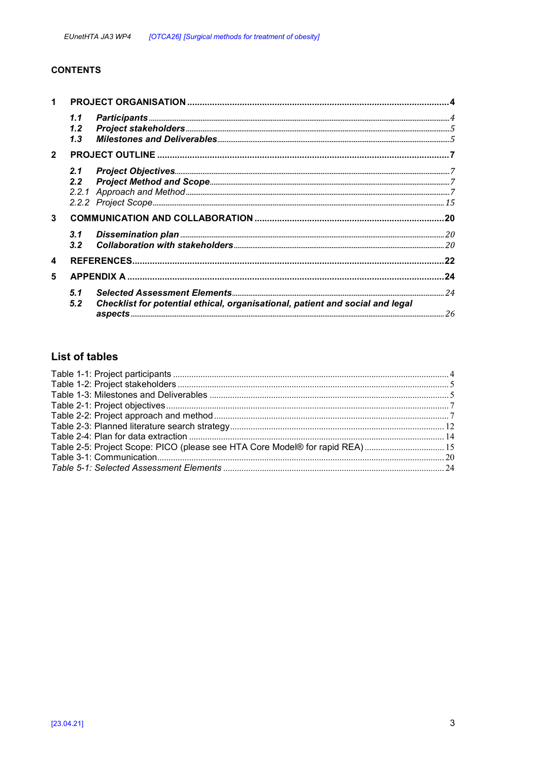**CONTENTS**

| | | |
|---|---|---|
| **1** | **PROJECT ORGANISATION** | **4** |
| *1.1* | ***Participants*** | *4* |
| *1.2* | ***Project stakeholders*** | *5* |
| *1.3* | ***Milestones and Deliverables*** | *5* |
| **2** | **PROJECT OUTLINE** | **7** |
| *2.1* | ***Project Objectives*** | *7* |
| *2.2* | ***Project Method and Scope*** | *7* |
| *2.2.1* | *Approach and Method* | *7* |
| *2.2.2* | *Project Scope* | *15* |
| **3** | **COMMUNICATION AND COLLABORATION** | **20** |
| *3.1* | ***Dissemination plan*** | *20* |
| *3.2* | ***Collaboration with stakeholders*** | *20* |
| **4** | **REFERENCES** | **22** |
| **5** | **APPENDIX A** | **24** |
| *5.1* | ***Selected Assessment Elements*** | *24* |
| *5.2* | ***Checklist for potential ethical, organisational, patient and social and legal aspects*** | *26* |

## List of tables

| | |
|---|---|
| Table 1-1: Project participants | 4 |
| Table 1-2: Project stakeholders | 5 |
| Table 1-3: Milestones and Deliverables | 5 |
| Table 2-1: Project objectives | 7 |
| Table 2-2: Project approach and method | 7 |
| Table 2-3: Planned literature search strategy | 12 |
| Table 2-4: Plan for data extraction | 14 |
| Table 2-5: Project Scope: PICO (please see HTA Core Model® for rapid REA) | 15 |
| Table 3-1: Communication | 20 |
| *Table 5-1: Selected Assessment Elements* | 24 |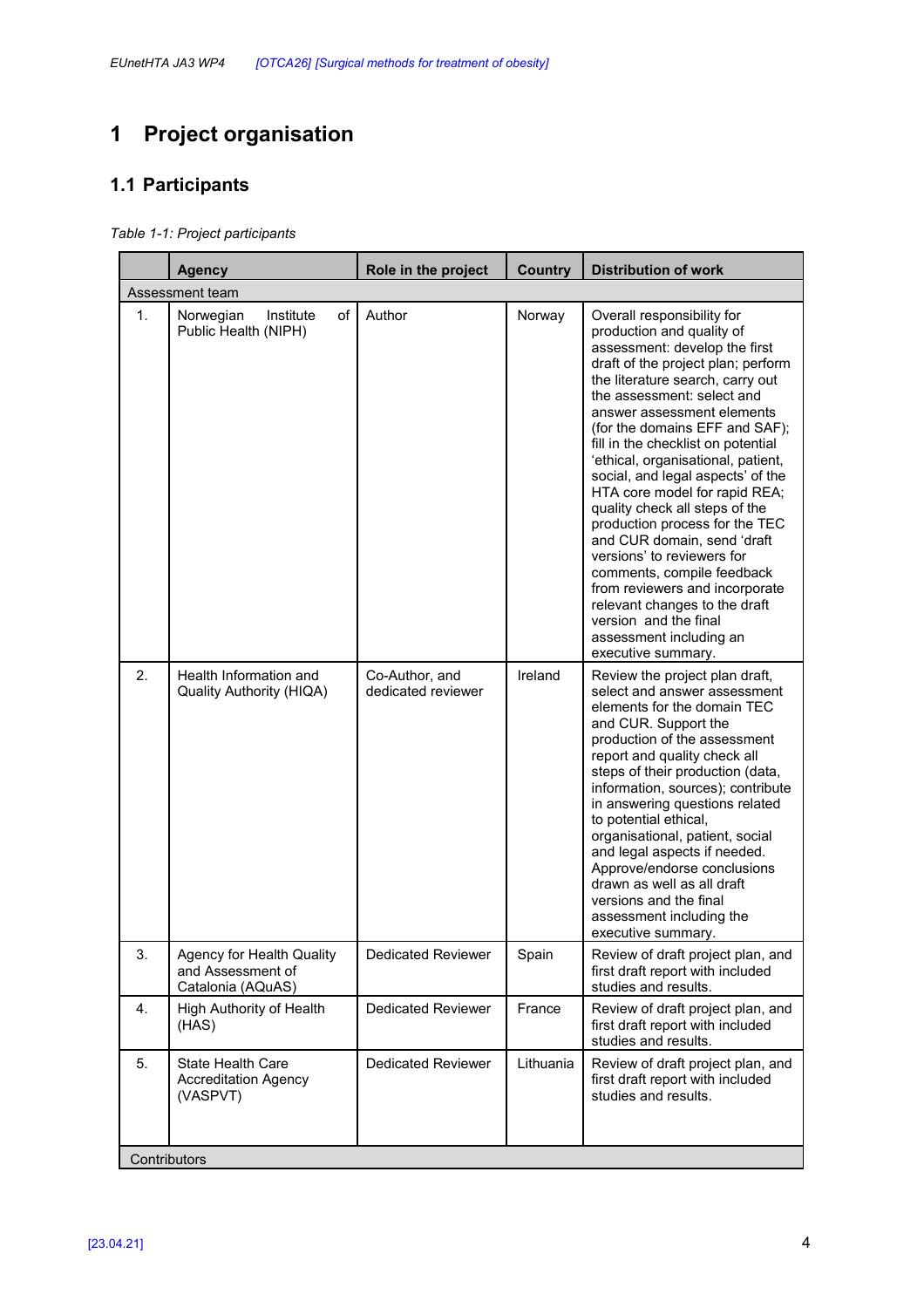# 1 Project organisation

## 1.1 Participants

*Table 1-1: Project participants*

| | Agency | Role in the project | Country | Distribution of work |
|---|---|---|---|---|
| Assessment team | | | | |
| 1. | Norwegian Institute of Public Health (NIPH) | Author | Norway | Overall responsibility for production and quality of assessment: develop the first draft of the project plan; perform the literature search, carry out the assessment: select and answer assessment elements (for the domains EFF and SAF); fill in the checklist on potential 'ethical, organisational, patient, social, and legal aspects' of the HTA core model for rapid REA; quality check all steps of the production process for the TEC and CUR domain, send 'draft versions' to reviewers for comments, compile feedback from reviewers and incorporate relevant changes to the draft version and the final assessment including an executive summary. |
| 2. | Health Information and Quality Authority (HIQA) | Co-Author, and dedicated reviewer | Ireland | Review the project plan draft, select and answer assessment elements for the domain TEC and CUR. Support the production of the assessment report and quality check all steps of their production (data, information, sources); contribute in answering questions related to potential ethical, organisational, patient, social and legal aspects if needed. Approve/endorse conclusions drawn as well as all draft versions and the final assessment including the executive summary. |
| 3. | Agency for Health Quality and Assessment of Catalonia (AQuAS) | Dedicated Reviewer | Spain | Review of draft project plan, and first draft report with included studies and results. |
| 4. | High Authority of Health (HAS) | Dedicated Reviewer | France | Review of draft project plan, and first draft report with included studies and results. |
| 5. | State Health Care Accreditation Agency (VASPVT) | Dedicated Reviewer | Lithuania | Review of draft project plan, and first draft report with included studies and results. |
| Contributors | | | | |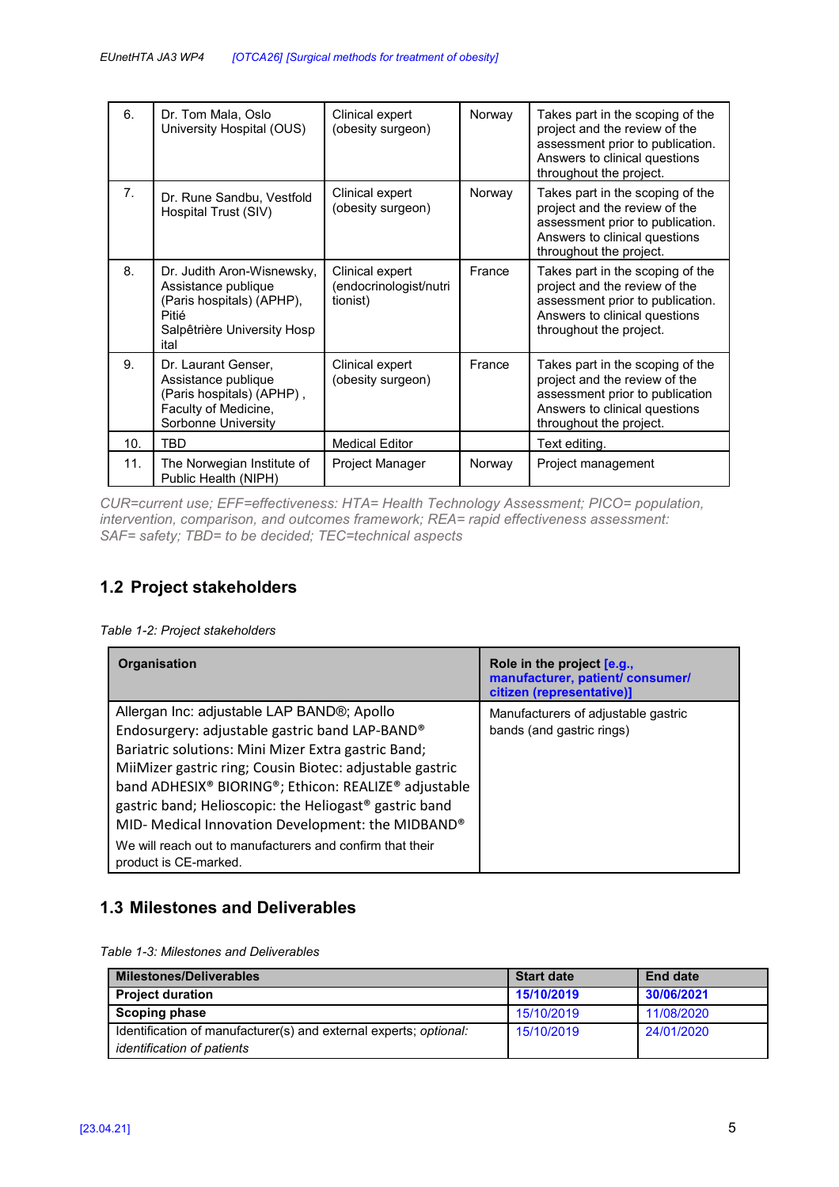| | | | | |
|---|---|---|---|---|
| 6. | Dr. Tom Mala, Oslo University Hospital (OUS) | Clinical expert (obesity surgeon) | Norway | Takes part in the scoping of the project and the review of the assessment prior to publication. Answers to clinical questions throughout the project. |
| 7. | Dr. Rune Sandbu, Vestfold Hospital Trust (SIV) | Clinical expert (obesity surgeon) | Norway | Takes part in the scoping of the project and the review of the assessment prior to publication. Answers to clinical questions throughout the project. |
| 8. | Dr. Judith Aron-Wisnewsky, Assistance publique (Paris hospitals) (APHP), Pitié Salpêtrière University Hospital | Clinical expert (endocrinologist/nutritionist) | France | Takes part in the scoping of the project and the review of the assessment prior to publication. Answers to clinical questions throughout the project. |
| 9. | Dr. Laurant Genser, Assistance publique (Paris hospitals) (APHP) , Faculty of Medicine, Sorbonne University | Clinical expert (obesity surgeon) | France | Takes part in the scoping of the project and the review of the assessment prior to publication Answers to clinical questions throughout the project. |
| 10. | TBD | Medical Editor | | Text editing. |
| 11. | The Norwegian Institute of Public Health (NIPH) | Project Manager | Norway | Project management |

*CUR=current use; EFF=effectiveness: HTA= Health Technology Assessment; PICO= population, intervention, comparison, and outcomes framework; REA= rapid effectiveness assessment: SAF= safety; TBD= to be decided; TEC=technical aspects*

## 1.2 Project stakeholders

*Table 1-2: Project stakeholders*

| Organisation | Role in the project [e.g., manufacturer, patient/ consumer/ citizen (representative)] |
|---|---|
| Allergan Inc: adjustable LAP BAND®; Apollo Endosurgery: adjustable gastric band LAP-BAND® Bariatric solutions: Mini Mizer Extra gastric Band; MiiMizer gastric ring; Cousin Biotec: adjustable gastric band ADHESIX® BIORING®; Ethicon: REALIZE® adjustable gastric band; Helioscopic: the Heliogast® gastric band MID- Medical Innovation Development: the MIDBAND® We will reach out to manufacturers and confirm that their product is CE-marked. | Manufacturers of adjustable gastric bands (and gastric rings) |

## 1.3 Milestones and Deliverables

*Table 1-3: Milestones and Deliverables*

| Milestones/Deliverables | Start date | End date |
|---|---|---|
| **Project duration** | **15/10/2019** | **30/06/2021** |
| **Scoping phase** | 15/10/2019 | 11/08/2020 |
| Identification of manufacturer(s) and external experts; *optional: identification of patients* | 15/10/2019 | 24/01/2020 |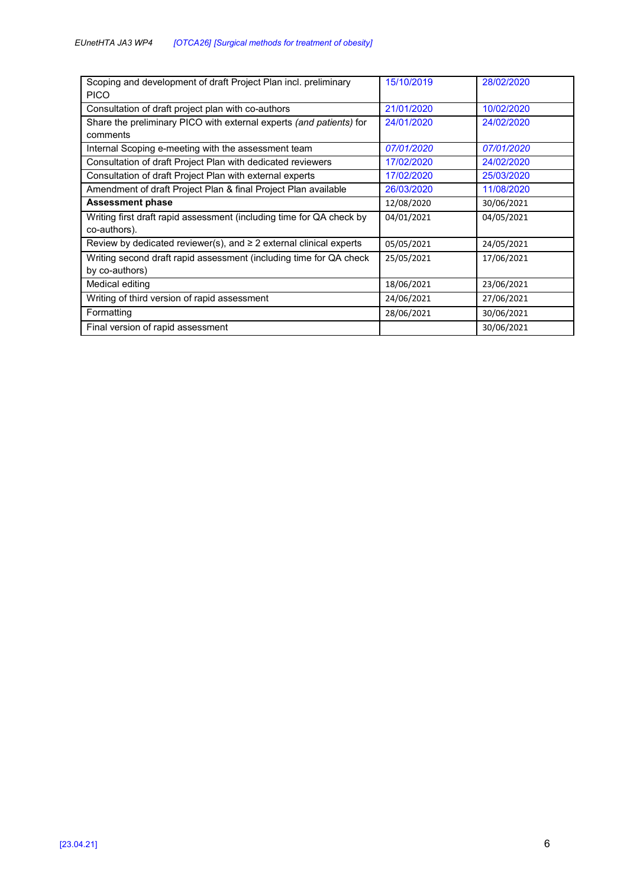| | | |
|---|---|---|
| Scoping and development of draft Project Plan incl. preliminary PICO | 15/10/2019 | 28/02/2020 |
| Consultation of draft project plan with co-authors | 21/01/2020 | 10/02/2020 |
| Share the preliminary PICO with external experts *(and patients)* for comments | 24/01/2020 | 24/02/2020 |
| Internal Scoping e-meeting with the assessment team | *07/01/2020* | *07/01/2020* |
| Consultation of draft Project Plan with dedicated reviewers | 17/02/2020 | 24/02/2020 |
| Consultation of draft Project Plan with external experts | 17/02/2020 | 25/03/2020 |
| Amendment of draft Project Plan & final Project Plan available | 26/03/2020 | 11/08/2020 |
| **Assessment phase** | 12/08/2020 | 30/06/2021 |
| Writing first draft rapid assessment (including time for QA check by co-authors). | 04/01/2021 | 04/05/2021 |
| Review by dedicated reviewer(s), and ≥ 2 external clinical experts | 05/05/2021 | 24/05/2021 |
| Writing second draft rapid assessment (including time for QA check by co-authors) | 25/05/2021 | 17/06/2021 |
| Medical editing | 18/06/2021 | 23/06/2021 |
| Writing of third version of rapid assessment | 24/06/2021 | 27/06/2021 |
| Formatting | 28/06/2021 | 30/06/2021 |
| Final version of rapid assessment | | 30/06/2021 |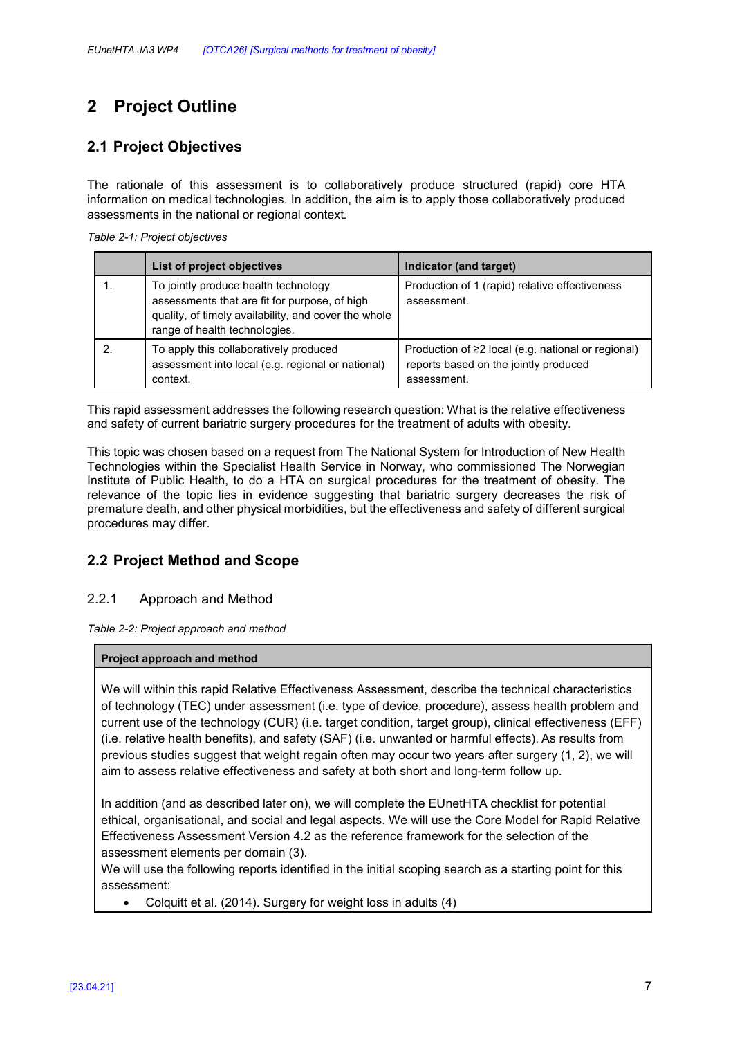# 2 Project Outline

## 2.1 Project Objectives

The rationale of this assessment is to collaboratively produce structured (rapid) core HTA information on medical technologies. In addition, the aim is to apply those collaboratively produced assessments in the national or regional context.

*Table 2-1: Project objectives*

| | List of project objectives | Indicator (and target) |
|---|---|---|
| 1. | To jointly produce health technology assessments that are fit for purpose, of high quality, of timely availability, and cover the whole range of health technologies. | Production of 1 (rapid) relative effectiveness assessment. |
| 2. | To apply this collaboratively produced assessment into local (e.g. regional or national) context. | Production of ≥2 local (e.g. national or regional) reports based on the jointly produced assessment. |

This rapid assessment addresses the following research question: What is the relative effectiveness and safety of current bariatric surgery procedures for the treatment of adults with obesity.

This topic was chosen based on a request from The National System for Introduction of New Health Technologies within the Specialist Health Service in Norway, who commissioned The Norwegian Institute of Public Health, to do a HTA on surgical procedures for the treatment of obesity. The relevance of the topic lies in evidence suggesting that bariatric surgery decreases the risk of premature death, and other physical morbidities, but the effectiveness and safety of different surgical procedures may differ.

## 2.2 Project Method and Scope

### 2.2.1 Approach and Method

*Table 2-2: Project approach and method*

| Project approach and method |
|---|
| We will within this rapid Relative Effectiveness Assessment, describe the technical characteristics of technology (TEC) under assessment (i.e. type of device, procedure), assess health problem and current use of the technology (CUR) (i.e. target condition, target group), clinical effectiveness (EFF) (i.e. relative health benefits), and safety (SAF) (i.e. unwanted or harmful effects). As results from previous studies suggest that weight regain often may occur two years after surgery (1, 2), we will aim to assess relative effectiveness and safety at both short and long-term follow up.<br><br>In addition (and as described later on), we will complete the EUnetHTA checklist for potential ethical, organisational, and social and legal aspects. We will use the Core Model for Rapid Relative Effectiveness Assessment Version 4.2 as the reference framework for the selection of the assessment elements per domain (3).<br>We will use the following reports identified in the initial scoping search as a starting point for this assessment:<br>• Colquitt et al. (2014). Surgery for weight loss in adults (4) |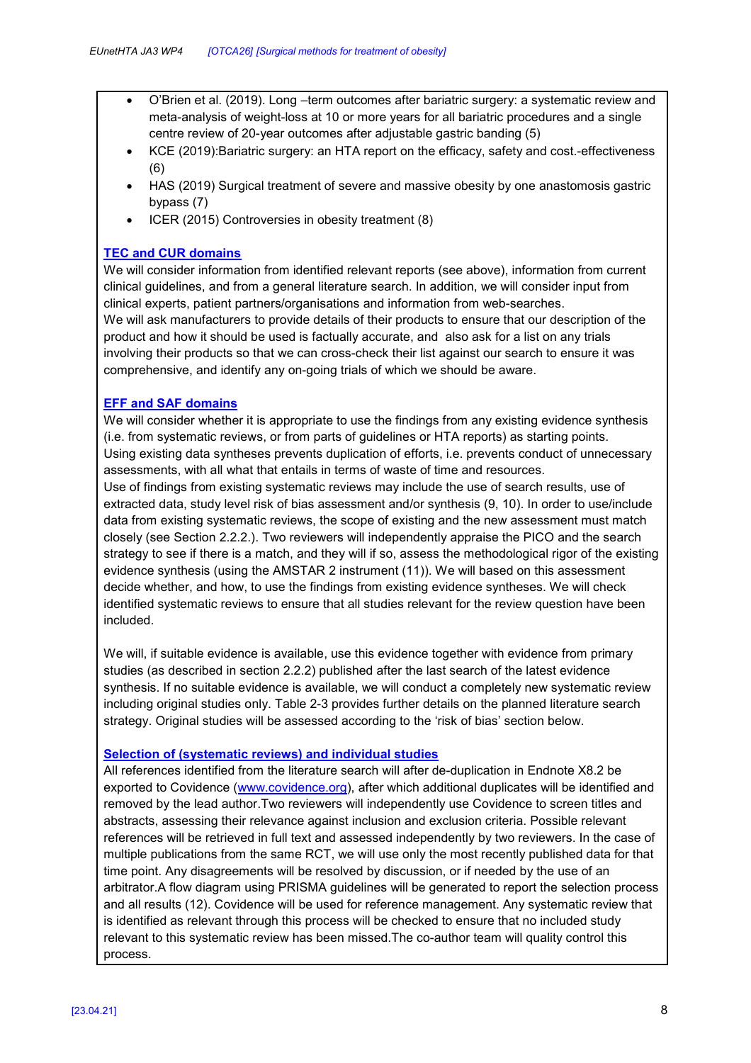- O'Brien et al. (2019). Long –term outcomes after bariatric surgery: a systematic review and meta-analysis of weight-loss at 10 or more years for all bariatric procedures and a single centre review of 20-year outcomes after adjustable gastric banding (5)
- KCE (2019):Bariatric surgery: an HTA report on the efficacy, safety and cost.-effectiveness (6)
- HAS (2019) Surgical treatment of severe and massive obesity by one anastomosis gastric bypass (7)
- ICER (2015) Controversies in obesity treatment (8)

**TEC and CUR domains**

We will consider information from identified relevant reports (see above), information from current clinical guidelines, and from a general literature search. In addition, we will consider input from clinical experts, patient partners/organisations and information from web-searches.
We will ask manufacturers to provide details of their products to ensure that our description of the product and how it should be used is factually accurate, and also ask for a list on any trials involving their products so that we can cross-check their list against our search to ensure it was comprehensive, and identify any on-going trials of which we should be aware.

**EFF and SAF domains**

We will consider whether it is appropriate to use the findings from any existing evidence synthesis (i.e. from systematic reviews, or from parts of guidelines or HTA reports) as starting points. Using existing data syntheses prevents duplication of efforts, i.e. prevents conduct of unnecessary assessments, with all what that entails in terms of waste of time and resources.
Use of findings from existing systematic reviews may include the use of search results, use of extracted data, study level risk of bias assessment and/or synthesis (9, 10). In order to use/include data from existing systematic reviews, the scope of existing and the new assessment must match closely (see Section 2.2.2.). Two reviewers will independently appraise the PICO and the search strategy to see if there is a match, and they will if so, assess the methodological rigor of the existing evidence synthesis (using the AMSTAR 2 instrument (11)). We will based on this assessment decide whether, and how, to use the findings from existing evidence syntheses. We will check identified systematic reviews to ensure that all studies relevant for the review question have been included.

We will, if suitable evidence is available, use this evidence together with evidence from primary studies (as described in section 2.2.2) published after the last search of the latest evidence synthesis. If no suitable evidence is available, we will conduct a completely new systematic review including original studies only. Table 2-3 provides further details on the planned literature search strategy. Original studies will be assessed according to the 'risk of bias' section below.

**Selection of (systematic reviews) and individual studies**

All references identified from the literature search will after de-duplication in Endnote X8.2 be exported to Covidence (www.covidence.org), after which additional duplicates will be identified and removed by the lead author.Two reviewers will independently use Covidence to screen titles and abstracts, assessing their relevance against inclusion and exclusion criteria. Possible relevant references will be retrieved in full text and assessed independently by two reviewers. In the case of multiple publications from the same RCT, we will use only the most recently published data for that time point. Any disagreements will be resolved by discussion, or if needed by the use of an arbitrator.A flow diagram using PRISMA guidelines will be generated to report the selection process and all results (12). Covidence will be used for reference management. Any systematic review that is identified as relevant through this process will be checked to ensure that no included study relevant to this systematic review has been missed.The co-author team will quality control this process.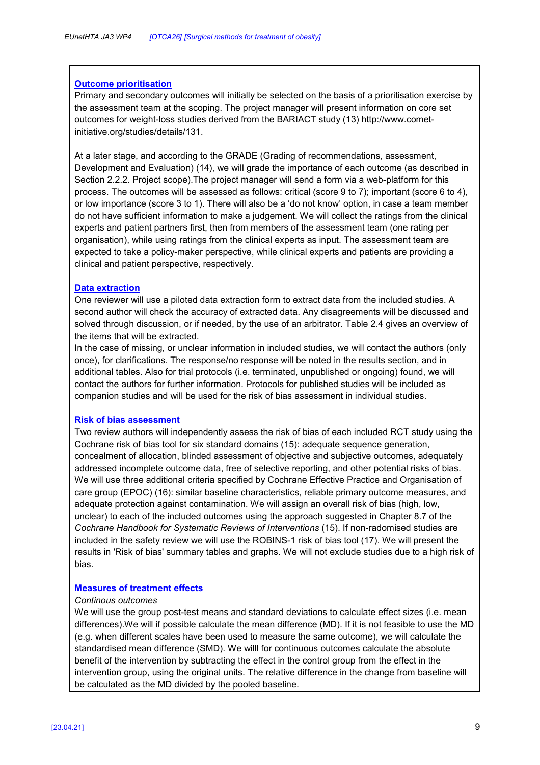### Outcome prioritisation

Primary and secondary outcomes will initially be selected on the basis of a prioritisation exercise by the assessment team at the scoping. The project manager will present information on core set outcomes for weight-loss studies derived from the BARIACT study (13) http://www.comet-initiative.org/studies/details/131.

At a later stage, and according to the GRADE (Grading of recommendations, assessment, Development and Evaluation) (14), we will grade the importance of each outcome (as described in Section 2.2.2. Project scope).The project manager will send a form via a web-platform for this process. The outcomes will be assessed as follows: critical (score 9 to 7); important (score 6 to 4), or low importance (score 3 to 1). There will also be a 'do not know' option, in case a team member do not have sufficient information to make a judgement. We will collect the ratings from the clinical experts and patient partners first, then from members of the assessment team (one rating per organisation), while using ratings from the clinical experts as input. The assessment team are expected to take a policy-maker perspective, while clinical experts and patients are providing a clinical and patient perspective, respectively.

### Data extraction

One reviewer will use a piloted data extraction form to extract data from the included studies. A second author will check the accuracy of extracted data. Any disagreements will be discussed and solved through discussion, or if needed, by the use of an arbitrator. Table 2.4 gives an overview of the items that will be extracted.

In the case of missing, or unclear information in included studies, we will contact the authors (only once), for clarifications. The response/no response will be noted in the results section, and in additional tables. Also for trial protocols (i.e. terminated, unpublished or ongoing) found, we will contact the authors for further information. Protocols for published studies will be included as companion studies and will be used for the risk of bias assessment in individual studies.

### Risk of bias assessment

Two review authors will independently assess the risk of bias of each included RCT study using the Cochrane risk of bias tool for six standard domains (15): adequate sequence generation, concealment of allocation, blinded assessment of objective and subjective outcomes, adequately addressed incomplete outcome data, free of selective reporting, and other potential risks of bias. We will use three additional criteria specified by Cochrane Effective Practice and Organisation of care group (EPOC) (16): similar baseline characteristics, reliable primary outcome measures, and adequate protection against contamination. We will assign an overall risk of bias (high, low, unclear) to each of the included outcomes using the approach suggested in Chapter 8.7 of the *Cochrane Handbook for Systematic Reviews of Interventions* (15). If non-radomised studies are included in the safety review we will use the ROBINS-1 risk of bias tool (17). We will present the results in 'Risk of bias' summary tables and graphs. We will not exclude studies due to a high risk of bias.

### Measures of treatment effects

*Continous outcomes*

We will use the group post-test means and standard deviations to calculate effect sizes (i.e. mean differences).We will if possible calculate the mean difference (MD). If it is not feasible to use the MD (e.g. when different scales have been used to measure the same outcome), we will calculate the standardised mean difference (SMD). We willl for continuous outcomes calculate the absolute benefit of the intervention by subtracting the effect in the control group from the effect in the intervention group, using the original units. The relative difference in the change from baseline will be calculated as the MD divided by the pooled baseline.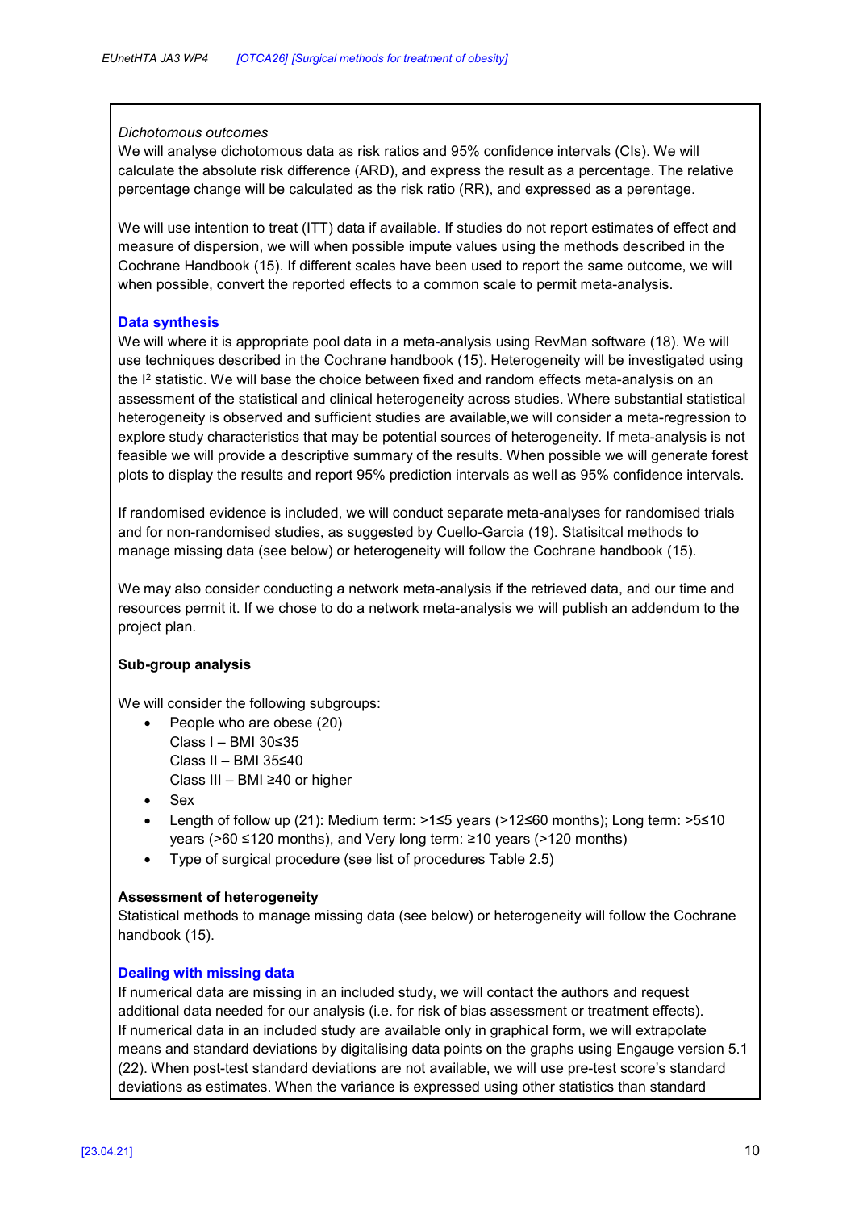*Dichotomous outcomes*

We will analyse dichotomous data as risk ratios and 95% confidence intervals (CIs). We will calculate the absolute risk difference (ARD), and express the result as a percentage. The relative percentage change will be calculated as the risk ratio (RR), and expressed as a perentage.

We will use intention to treat (ITT) data if available. If studies do not report estimates of effect and measure of dispersion, we will when possible impute values using the methods described in the Cochrane Handbook (15). If different scales have been used to report the same outcome, we will when possible, convert the reported effects to a common scale to permit meta-analysis.

### Data synthesis

We will where it is appropriate pool data in a meta-analysis using RevMan software (18). We will use techniques described in the Cochrane handbook (15). Heterogeneity will be investigated using the $I^2$ statistic. We will base the choice between fixed and random effects meta-analysis on an assessment of the statistical and clinical heterogeneity across studies. Where substantial statistical heterogeneity is observed and sufficient studies are available,we will consider a meta-regression to explore study characteristics that may be potential sources of heterogeneity. If meta-analysis is not feasible we will provide a descriptive summary of the results. When possible we will generate forest plots to display the results and report 95% prediction intervals as well as 95% confidence intervals.

If randomised evidence is included, we will conduct separate meta-analyses for randomised trials and for non-randomised studies, as suggested by Cuello-Garcia (19). Statisitcal methods to manage missing data (see below) or heterogeneity will follow the Cochrane handbook (15).

We may also consider conducting a network meta-analysis if the retrieved data, and our time and resources permit it. If we chose to do a network meta-analysis we will publish an addendum to the project plan.

**Sub-group analysis**

We will consider the following subgroups:

- People who are obese (20)
  Class I – BMI 30≤35
  Class II – BMI 35≤40
  Class III – BMI ≥40 or higher
- Sex
- Length of follow up (21): Medium term: >1≤5 years (>12≤60 months); Long term: >5≤10 years (>60 ≤120 months), and Very long term: ≥10 years (>120 months)
- Type of surgical procedure (see list of procedures Table 2.5)

**Assessment of heterogeneity**

Statistical methods to manage missing data (see below) or heterogeneity will follow the Cochrane handbook (15).

### Dealing with missing data

If numerical data are missing in an included study, we will contact the authors and request additional data needed for our analysis (i.e. for risk of bias assessment or treatment effects). If numerical data in an included study are available only in graphical form, we will extrapolate means and standard deviations by digitalising data points on the graphs using Engauge version 5.1 (22). When post-test standard deviations are not available, we will use pre-test score's standard deviations as estimates. When the variance is expressed using other statistics than standard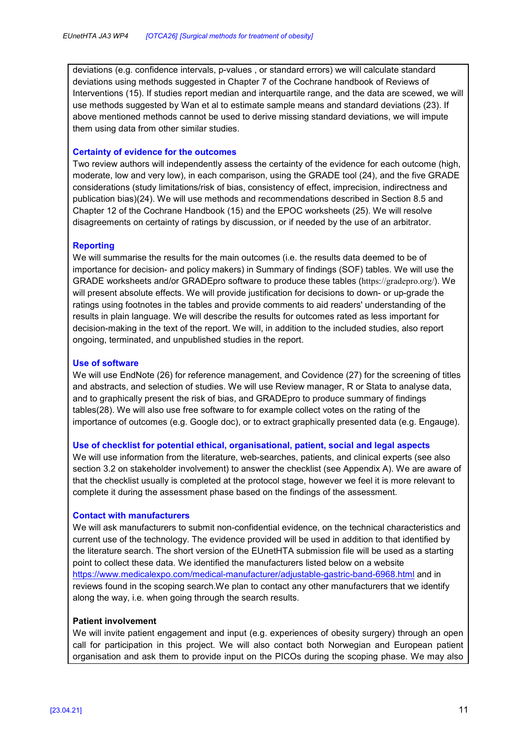deviations (e.g. confidence intervals, p-values , or standard errors) we will calculate standard deviations using methods suggested in Chapter 7 of the Cochrane handbook of Reviews of Interventions (15). If studies report median and interquartile range, and the data are scewed, we will use methods suggested by Wan et al to estimate sample means and standard deviations (23). If above mentioned methods cannot be used to derive missing standard deviations, we will impute them using data from other similar studies.

### Certainty of evidence for the outcomes

Two review authors will independently assess the certainty of the evidence for each outcome (high, moderate, low and very low), in each comparison, using the GRADE tool (24), and the five GRADE considerations (study limitations/risk of bias, consistency of effect, imprecision, indirectness and publication bias)(24). We will use methods and recommendations described in Section 8.5 and Chapter 12 of the Cochrane Handbook (15) and the EPOC worksheets (25). We will resolve disagreements on certainty of ratings by discussion, or if needed by the use of an arbitrator.

### Reporting

We will summarise the results for the main outcomes (i.e. the results data deemed to be of importance for decision- and policy makers) in Summary of findings (SOF) tables. We will use the GRADE worksheets and/or GRADEpro software to produce these tables (https://gradepro.org/). We will present absolute effects. We will provide justification for decisions to down- or up-grade the ratings using footnotes in the tables and provide comments to aid readers' understanding of the results in plain language. We will describe the results for outcomes rated as less important for decision-making in the text of the report. We will, in addition to the included studies, also report ongoing, terminated, and unpublished studies in the report.

### Use of software

We will use EndNote (26) for reference management, and Covidence (27) for the screening of titles and abstracts, and selection of studies. We will use Review manager, R or Stata to analyse data, and to graphically present the risk of bias, and GRADEpro to produce summary of findings tables(28). We will also use free software to for example collect votes on the rating of the importance of outcomes (e.g. Google doc), or to extract graphically presented data (e.g. Engauge).

### Use of checklist for potential ethical, organisational, patient, social and legal aspects

We will use information from the literature, web-searches, patients, and clinical experts (see also section 3.2 on stakeholder involvement) to answer the checklist (see Appendix A). We are aware of that the checklist usually is completed at the protocol stage, however we feel it is more relevant to complete it during the assessment phase based on the findings of the assessment.

### Contact with manufacturers

We will ask manufacturers to submit non-confidential evidence, on the technical characteristics and current use of the technology. The evidence provided will be used in addition to that identified by the literature search. The short version of the EUnetHTA submission file will be used as a starting point to collect these data. We identified the manufacturers listed below on a website https://www.medicalexpo.com/medical-manufacturer/adjustable-gastric-band-6968.html and in reviews found in the scoping search.We plan to contact any other manufacturers that we identify along the way, i.e. when going through the search results.

### Patient involvement

We will invite patient engagement and input (e.g. experiences of obesity surgery) through an open call for participation in this project. We will also contact both Norwegian and European patient organisation and ask them to provide input on the PICOs during the scoping phase. We may also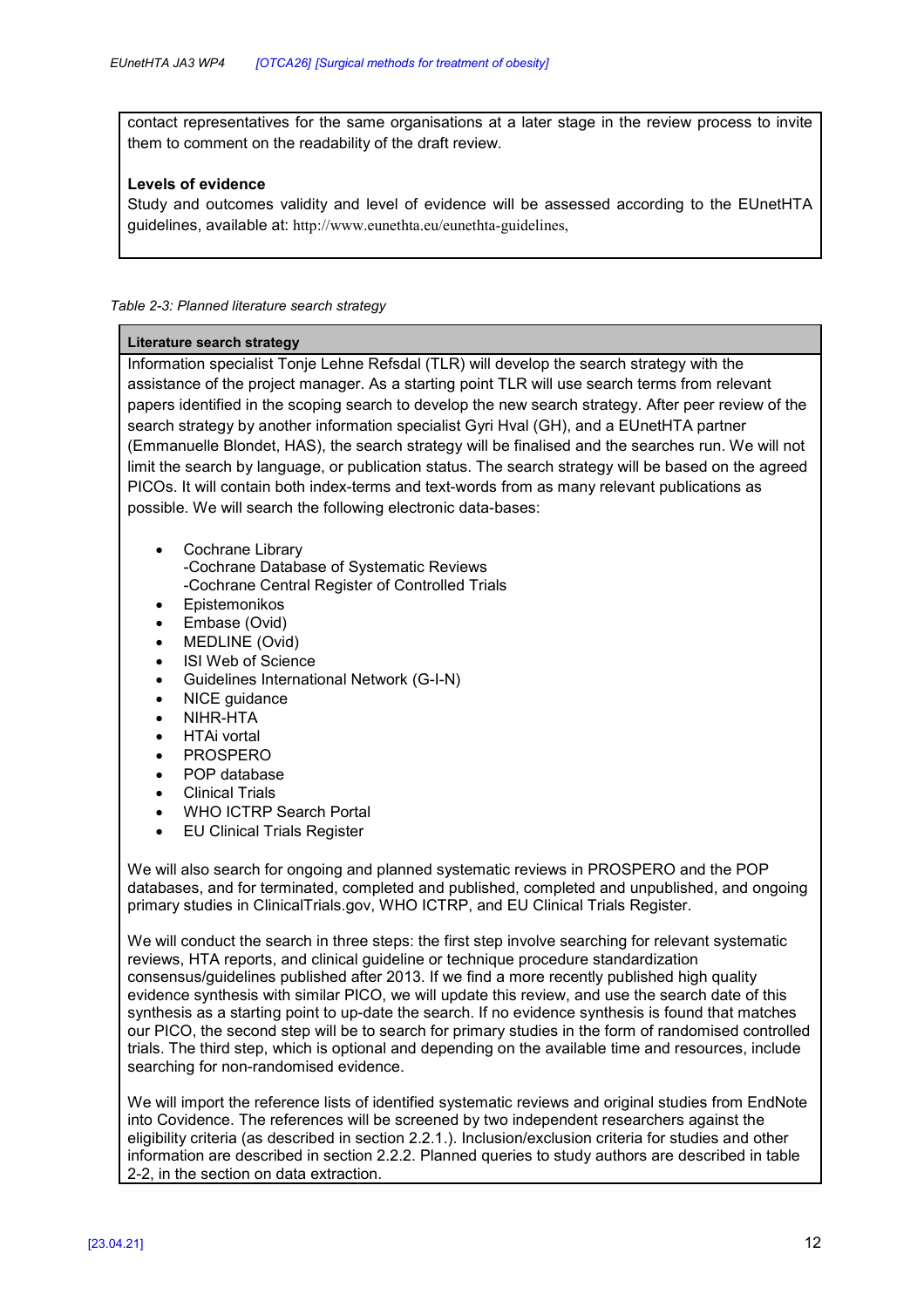contact representatives for the same organisations at a later stage in the review process to invite them to comment on the readability of the draft review.

**Levels of evidence**

Study and outcomes validity and level of evidence will be assessed according to the EUnetHTA guidelines, available at: http://www.eunethta.eu/eunethta-guidelines,

*Table 2-3: Planned literature search strategy*

**Literature search strategy**

Information specialist Tonje Lehne Refsdal (TLR) will develop the search strategy with the assistance of the project manager. As a starting point TLR will use search terms from relevant papers identified in the scoping search to develop the new search strategy. After peer review of the search strategy by another information specialist Gyri Hval (GH), and a EUnetHTA partner (Emmanuelle Blondet, HAS), the search strategy will be finalised and the searches run. We will not limit the search by language, or publication status. The search strategy will be based on the agreed PICOs. It will contain both index-terms and text-words from as many relevant publications as possible. We will search the following electronic data-bases:

- Cochrane Library
  -Cochrane Database of Systematic Reviews
  -Cochrane Central Register of Controlled Trials
- Epistemonikos
- Embase (Ovid)
- MEDLINE (Ovid)
- ISI Web of Science
- Guidelines International Network (G-I-N)
- NICE guidance
- NIHR-HTA
- HTAi vortal
- PROSPERO
- POP database
- Clinical Trials
- WHO ICTRP Search Portal
- EU Clinical Trials Register

We will also search for ongoing and planned systematic reviews in PROSPERO and the POP databases, and for terminated, completed and published, completed and unpublished, and ongoing primary studies in ClinicalTrials.gov, WHO ICTRP, and EU Clinical Trials Register.

We will conduct the search in three steps: the first step involve searching for relevant systematic reviews, HTA reports, and clinical guideline or technique procedure standardization consensus/guidelines published after 2013. If we find a more recently published high quality evidence synthesis with similar PICO, we will update this review, and use the search date of this synthesis as a starting point to up-date the search. If no evidence synthesis is found that matches our PICO, the second step will be to search for primary studies in the form of randomised controlled trials. The third step, which is optional and depending on the available time and resources, include searching for non-randomised evidence.

We will import the reference lists of identified systematic reviews and original studies from EndNote into Covidence. The references will be screened by two independent researchers against the eligibility criteria (as described in section 2.2.1.). Inclusion/exclusion criteria for studies and other information are described in section 2.2.2. Planned queries to study authors are described in table 2-2, in the section on data extraction.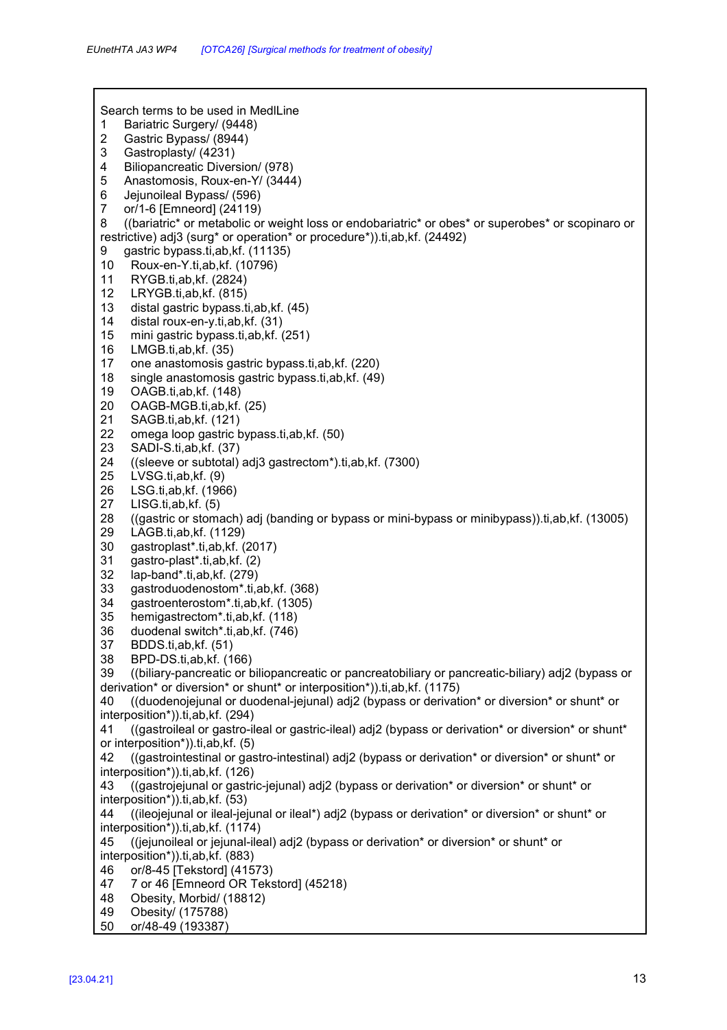Search terms to be used in MedlLine

1 Bariatric Surgery/ (9448)
2 Gastric Bypass/ (8944)
3 Gastroplasty/ (4231)
4 Biliopancreatic Diversion/ (978)
5 Anastomosis, Roux-en-Y/ (3444)
6 Jejunoileal Bypass/ (596)
7 or/1-6 [Emneord] (24119)
8 ((bariatric* or metabolic or weight loss or endobariatric* or obes* or superobes* or scopinaro or restrictive) adj3 (surg* or operation* or procedure*)).ti,ab,kf. (24492)
9 gastric bypass.ti,ab,kf. (11135)
10 Roux-en-Y.ti,ab,kf. (10796)
11 RYGB.ti,ab,kf. (2824)
12 LRYGB.ti,ab,kf. (815)
13 distal gastric bypass.ti,ab,kf. (45)
14 distal roux-en-y.ti,ab,kf. (31)
15 mini gastric bypass.ti,ab,kf. (251)
16 LMGB.ti,ab,kf. (35)
17 one anastomosis gastric bypass.ti,ab,kf. (220)
18 single anastomosis gastric bypass.ti,ab,kf. (49)
19 OAGB.ti,ab,kf. (148)
20 OAGB-MGB.ti,ab,kf. (25)
21 SAGB.ti,ab,kf. (121)
22 omega loop gastric bypass.ti,ab,kf. (50)
23 SADI-S.ti,ab,kf. (37)
24 ((sleeve or subtotal) adj3 gastrectom*).ti,ab,kf. (7300)
25 LVSG.ti,ab,kf. (9)
26 LSG.ti,ab,kf. (1966)
27 LISG.ti,ab,kf. (5)
28 ((gastric or stomach) adj (banding or bypass or mini-bypass or minibypass)).ti,ab,kf. (13005)
29 LAGB.ti,ab,kf. (1129)
30 gastroplast*.ti,ab,kf. (2017)
31 gastro-plast*.ti,ab,kf. (2)
32 lap-band*.ti,ab,kf. (279)
33 gastroduodenostom*.ti,ab,kf. (368)
34 gastroenterostom*.ti,ab,kf. (1305)
35 hemigastrectom*.ti,ab,kf. (118)
36 duodenal switch*.ti,ab,kf. (746)
37 BDDS.ti,ab,kf. (51)
38 BPD-DS.ti,ab,kf. (166)
39 ((biliary-pancreatic or biliopancreatic or pancreatobiliary or pancreatic-biliary) adj2 (bypass or derivation* or diversion* or shunt* or interposition*)).ti,ab,kf. (1175)
40 ((duodenojejunal or duodenal-jejunal) adj2 (bypass or derivation* or diversion* or shunt* or interposition*)).ti,ab,kf. (294)
41 ((gastroileal or gastro-ileal or gastric-ileal) adj2 (bypass or derivation* or diversion* or shunt* or interposition*)).ti,ab,kf. (5)
42 ((gastrointestinal or gastro-intestinal) adj2 (bypass or derivation* or diversion* or shunt* or interposition*)).ti,ab,kf. (126)
43 ((gastrojejunal or gastric-jejunal) adj2 (bypass or derivation* or diversion* or shunt* or interposition*)).ti,ab,kf. (53)
44 ((ileojejunal or ileal-jejunal or ileal*) adj2 (bypass or derivation* or diversion* or shunt* or interposition*)).ti,ab,kf. (1174)
45 ((jejunoileal or jejunal-ileal) adj2 (bypass or derivation* or diversion* or shunt* or interposition*)).ti,ab,kf. (883)
46 or/8-45 [Tekstord] (41573)
47 7 or 46 [Emneord OR Tekstord] (45218)
48 Obesity, Morbid/ (18812)
49 Obesity/ (175788)
50 or/48-49 (193387)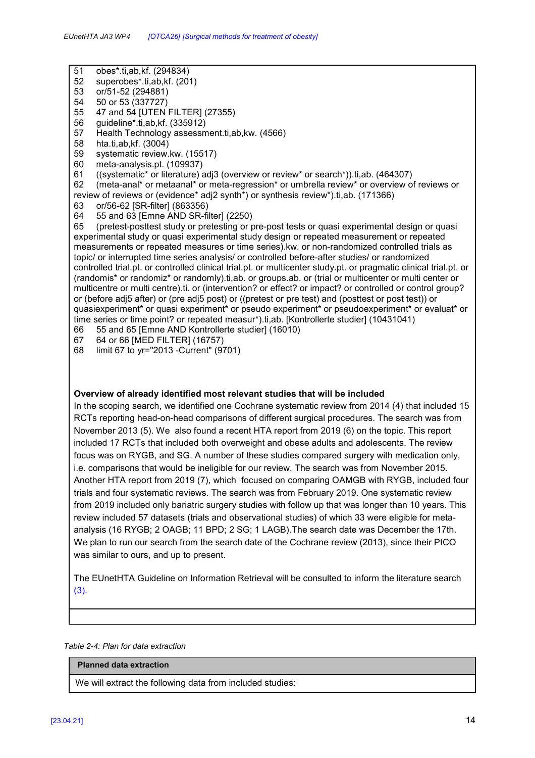51 obes*.ti,ab,kf. (294834)
52 superobes*.ti,ab,kf. (201)
53 or/51-52 (294881)
54 50 or 53 (337727)
55 47 and 54 [UTEN FILTER] (27355)
56 guideline*.ti,ab,kf. (335912)
57 Health Technology assessment.ti,ab,kw. (4566)
58 hta.ti,ab,kf. (3004)
59 systematic review.kw. (15517)
60 meta-analysis.pt. (109937)
61 ((systematic* or literature) adj3 (overview or review* or search*)).ti,ab. (464307)
62 (meta-anal* or metaanal* or meta-regression* or umbrella review* or overview of reviews or review of reviews or (evidence* adj2 synth*) or synthesis review*).ti,ab. (171366)
63 or/56-62 [SR-filter] (863356)
64 55 and 63 [Emne AND SR-filter] (2250)
65 (pretest-posttest study or pretesting or pre-post tests or quasi experimental design or quasi experimental study or quasi experimental study design or repeated measurement or repeated measurements or repeated measures or time series).kw. or non-randomized controlled trials as topic/ or interrupted time series analysis/ or controlled before-after studies/ or randomized controlled trial.pt. or controlled clinical trial.pt. or multicenter study.pt. or pragmatic clinical trial.pt. or (randomis* or randomiz* or randomly).ti,ab. or groups.ab. or (trial or multicenter or multi center or multicentre or multi centre).ti. or (intervention? or effect? or impact? or controlled or control group? or (before adj5 after) or (pre adj5 post) or ((pretest or pre test) and (posttest or post test)) or quasiexperiment* or quasi experiment* or pseudo experiment* or pseudoexperiment* or evaluat* or time series or time point? or repeated measur*).ti,ab. [Kontrollerte studier] (10431041)
66 55 and 65 [Emne AND Kontrollerte studier] (16010)
67 64 or 66 [MED FILTER] (16757)
68 limit 67 to yr="2013 -Current" (9701)

**Overview of already identified most relevant studies that will be included**

In the scoping search, we identified one Cochrane systematic review from 2014 (4) that included 15 RCTs reporting head-on-head comparisons of different surgical procedures. The search was from November 2013 (5). We also found a recent HTA report from 2019 (6) on the topic. This report included 17 RCTs that included both overweight and obese adults and adolescents. The review focus was on RYGB, and SG. A number of these studies compared surgery with medication only, i.e. comparisons that would be ineligible for our review. The search was from November 2015. Another HTA report from 2019 (7), which focused on comparing OAMGB with RYGB, included four trials and four systematic reviews. The search was from February 2019. One systematic review from 2019 included only bariatric surgery studies with follow up that was longer than 10 years. This review included 57 datasets (trials and observational studies) of which 33 were eligible for meta-analysis (16 RYGB; 2 OAGB; 11 BPD; 2 SG; 1 LAGB).The search date was December the 17th. We plan to run our search from the search date of the Cochrane review (2013), since their PICO was similar to ours, and up to present.

The EUnetHTA Guideline on Information Retrieval will be consulted to inform the literature search (3).

*Table 2-4: Plan for data extraction*

| **Planned data extraction** |
|---|
| We will extract the following data from included studies: |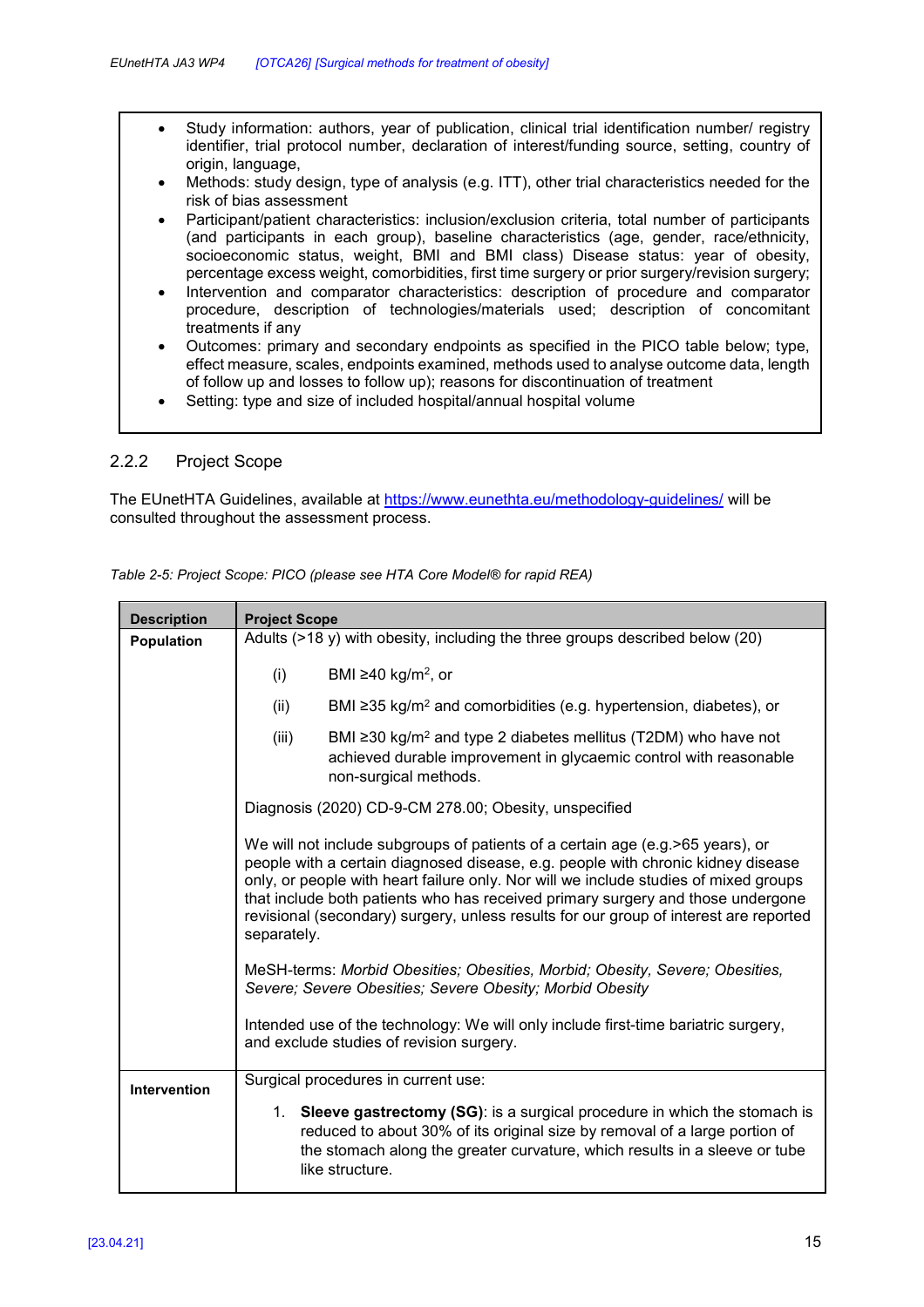- Study information: authors, year of publication, clinical trial identification number/ registry identifier, trial protocol number, declaration of interest/funding source, setting, country of origin, language,
- Methods: study design, type of analysis (e.g. ITT), other trial characteristics needed for the risk of bias assessment
- Participant/patient characteristics: inclusion/exclusion criteria, total number of participants (and participants in each group), baseline characteristics (age, gender, race/ethnicity, socioeconomic status, weight, BMI and BMI class) Disease status: year of obesity, percentage excess weight, comorbidities, first time surgery or prior surgery/revision surgery;
- Intervention and comparator characteristics: description of procedure and comparator procedure, description of technologies/materials used; description of concomitant treatments if any
- Outcomes: primary and secondary endpoints as specified in the PICO table below; type, effect measure, scales, endpoints examined, methods used to analyse outcome data, length of follow up and losses to follow up); reasons for discontinuation of treatment
- Setting: type and size of included hospital/annual hospital volume

### 2.2.2 Project Scope

The EUnetHTA Guidelines, available at https://www.eunethta.eu/methodology-guidelines/ will be consulted throughout the assessment process.

*Table 2-5: Project Scope: PICO (please see HTA Core Model® for rapid REA)*

| Description | Project Scope |
|---|---|
| **Population** | Adults (>18 y) with obesity, including the three groups described below (20)<br><br>(i) BMI ≥40 kg/m$^2$, or<br><br>(ii) BMI ≥35 kg/m$^2$ and comorbidities (e.g. hypertension, diabetes), or<br><br>(iii) BMI ≥30 kg/m$^2$ and type 2 diabetes mellitus (T2DM) who have not achieved durable improvement in glycaemic control with reasonable non-surgical methods.<br><br>Diagnosis (2020) CD-9-CM 278.00; Obesity, unspecified<br><br>We will not include subgroups of patients of a certain age (e.g.>65 years), or people with a certain diagnosed disease, e.g. people with chronic kidney disease only, or people with heart failure only. Nor will we include studies of mixed groups that include both patients who has received primary surgery and those undergone revisional (secondary) surgery, unless results for our group of interest are reported separately.<br><br>MeSH-terms: *Morbid Obesities; Obesities, Morbid; Obesity, Severe; Obesities, Severe; Severe Obesities; Severe Obesity; Morbid Obesity*<br><br>Intended use of the technology: We will only include first-time bariatric surgery, and exclude studies of revision surgery. |
| **Intervention** | Surgical procedures in current use:<br><br>1. **Sleeve gastrectomy (SG)**: is a surgical procedure in which the stomach is reduced to about 30% of its original size by removal of a large portion of the stomach along the greater curvature, which results in a sleeve or tube like structure. |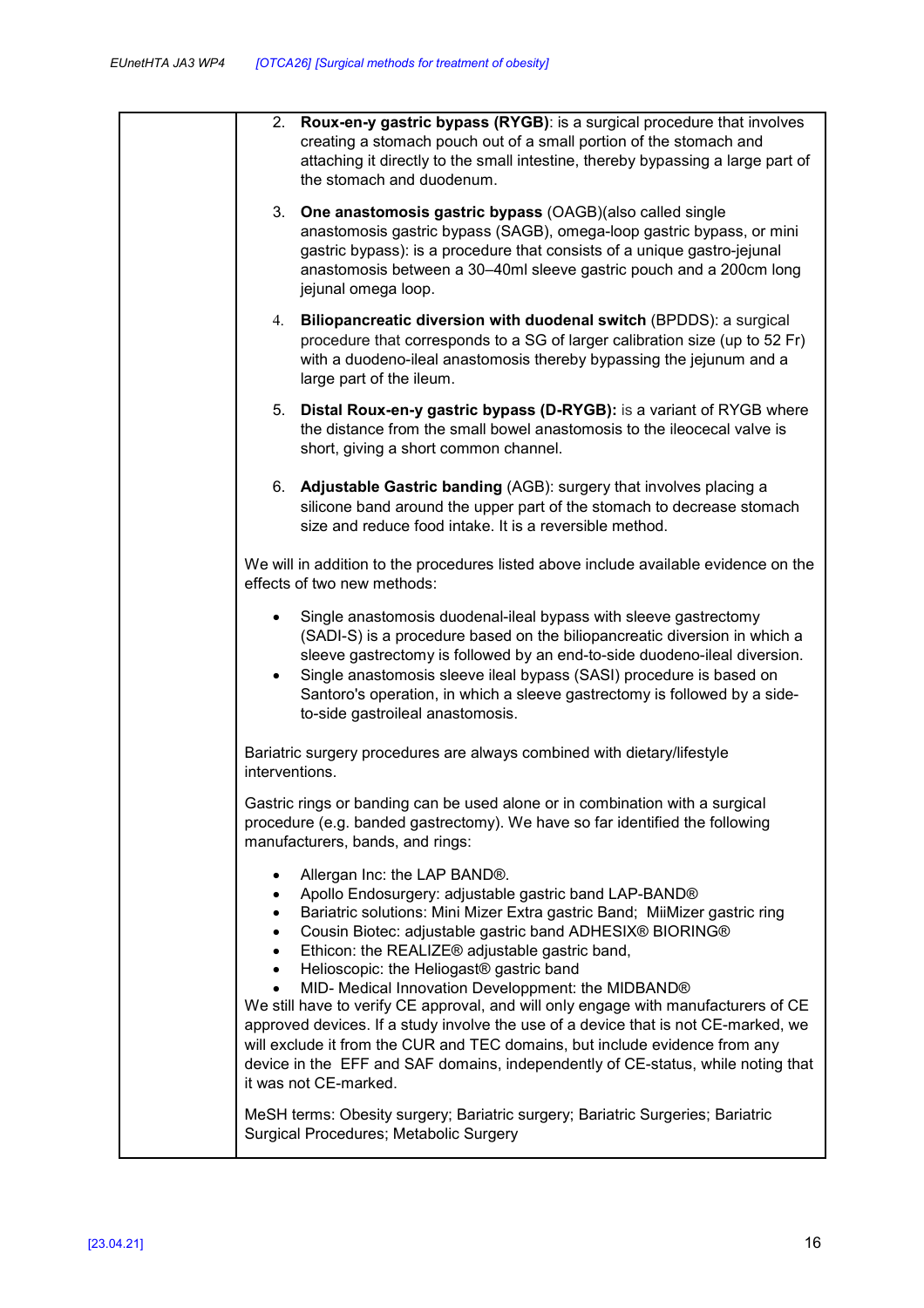| | |
|---|---|
| | 2. **Roux-en-y gastric bypass (RYGB)**: is a surgical procedure that involves creating a stomach pouch out of a small portion of the stomach and attaching it directly to the small intestine, thereby bypassing a large part of the stomach and duodenum.<br><br>3. **One anastomosis gastric bypass** (OAGB)(also called single anastomosis gastric bypass (SAGB), omega-loop gastric bypass, or mini gastric bypass): is a procedure that consists of a unique gastro-jejunal anastomosis between a 30–40ml sleeve gastric pouch and a 200cm long jejunal omega loop.<br><br>4. **Biliopancreatic diversion with duodenal switch** (BPDDS): a surgical procedure that corresponds to a SG of larger calibration size (up to 52 Fr) with a duodeno-ileal anastomosis thereby bypassing the jejunum and a large part of the ileum.<br><br>5. **Distal Roux-en-y gastric bypass (D-RYGB):** is a variant of RYGB where the distance from the small bowel anastomosis to the ileocecal valve is short, giving a short common channel.<br><br>6. **Adjustable Gastric banding** (AGB): surgery that involves placing a silicone band around the upper part of the stomach to decrease stomach size and reduce food intake. It is a reversible method.<br><br>We will in addition to the procedures listed above include available evidence on the effects of two new methods:<br><br>• Single anastomosis duodenal-ileal bypass with sleeve gastrectomy (SADI-S) is a procedure based on the biliopancreatic diversion in which a sleeve gastrectomy is followed by an end-to-side duodeno-ileal diversion.<br>• Single anastomosis sleeve ileal bypass (SASI) procedure is based on Santoro's operation, in which a sleeve gastrectomy is followed by a side-to-side gastroileal anastomosis.<br><br>Bariatric surgery procedures are always combined with dietary/lifestyle interventions.<br><br>Gastric rings or banding can be used alone or in combination with a surgical procedure (e.g. banded gastrectomy). We have so far identified the following manufacturers, bands, and rings:<br><br>• Allergan Inc: the LAP BAND®.<br>• Apollo Endosurgery: adjustable gastric band LAP-BAND®<br>• Bariatric solutions: Mini Mizer Extra gastric Band; MiiMizer gastric ring<br>• Cousin Biotec: adjustable gastric band ADHESIX® BIORING®<br>• Ethicon: the REALIZE® adjustable gastric band,<br>• Helioscopic: the Heliogast® gastric band<br>• MID- Medical Innovation Developpment: the MIDBAND®<br><br>We still have to verify CE approval, and will only engage with manufacturers of CE approved devices. If a study involve the use of a device that is not CE-marked, we will exclude it from the CUR and TEC domains, but include evidence from any device in the EFF and SAF domains, independently of CE-status, while noting that it was not CE-marked.<br><br>MeSH terms: Obesity surgery; Bariatric surgery; Bariatric Surgeries; Bariatric Surgical Procedures; Metabolic Surgery |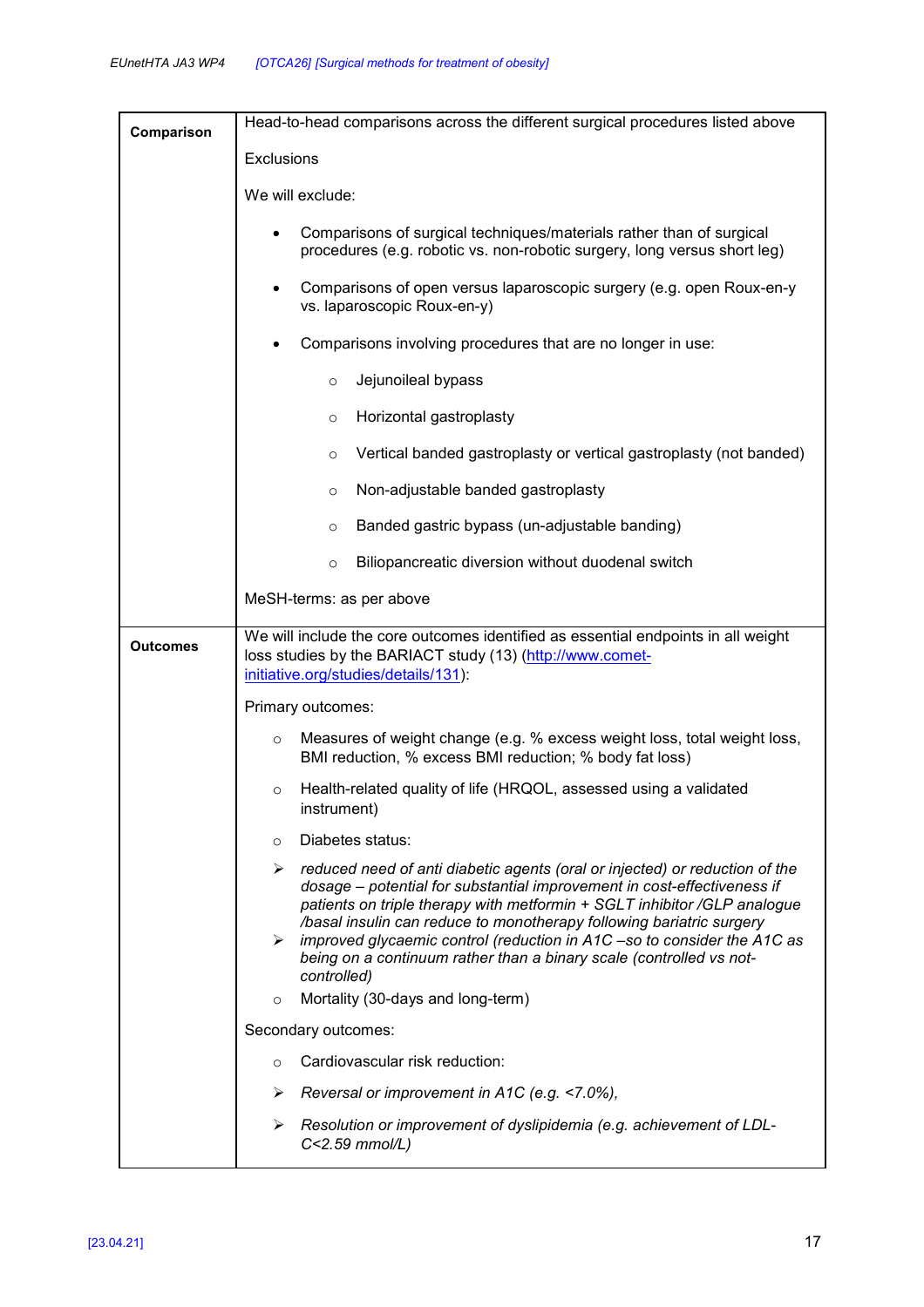| | |
|---|---|
| **Comparison** | Head-to-head comparisons across the different surgical procedures listed above<br><br>Exclusions<br><br>We will exclude:<br><br>• Comparisons of surgical techniques/materials rather than of surgical procedures (e.g. robotic vs. non-robotic surgery, long versus short leg)<br><br>• Comparisons of open versus laparoscopic surgery (e.g. open Roux-en-y vs. laparoscopic Roux-en-y)<br><br>• Comparisons involving procedures that are no longer in use:<br>  ○ Jejunoileal bypass<br>  ○ Horizontal gastroplasty<br>  ○ Vertical banded gastroplasty or vertical gastroplasty (not banded)<br>  ○ Non-adjustable banded gastroplasty<br>  ○ Banded gastric bypass (un-adjustable banding)<br>  ○ Biliopancreatic diversion without duodenal switch<br><br>MeSH-terms: as per above |
| **Outcomes** | We will include the core outcomes identified as essential endpoints in all weight loss studies by the BARIACT study (13) (http://www.comet-initiative.org/studies/details/131):<br><br>Primary outcomes:<br><br>○ Measures of weight change (e.g. % excess weight loss, total weight loss, BMI reduction, % excess BMI reduction; % body fat loss)<br>○ Health-related quality of life (HRQOL, assessed using a validated instrument)<br>○ Diabetes status:<br>➢ *reduced need of anti diabetic agents (oral or injected) or reduction of the dosage – potential for substantial improvement in cost-effectiveness if patients on triple therapy with metformin + SGLT inhibitor /GLP analogue /basal insulin can reduce to monotherapy following bariatric surgery*<br>➢ *improved glycaemic control (reduction in A1C –so to consider the A1C as being on a continuum rather than a binary scale (controlled vs not-controlled)*<br>○ Mortality (30-days and long-term)<br><br>Secondary outcomes:<br><br>○ Cardiovascular risk reduction:<br>➢ *Reversal or improvement in A1C (e.g. <7.0%),*<br>➢ *Resolution or improvement of dyslipidemia (e.g. achievement of LDL-C<2.59 mmol/L)* |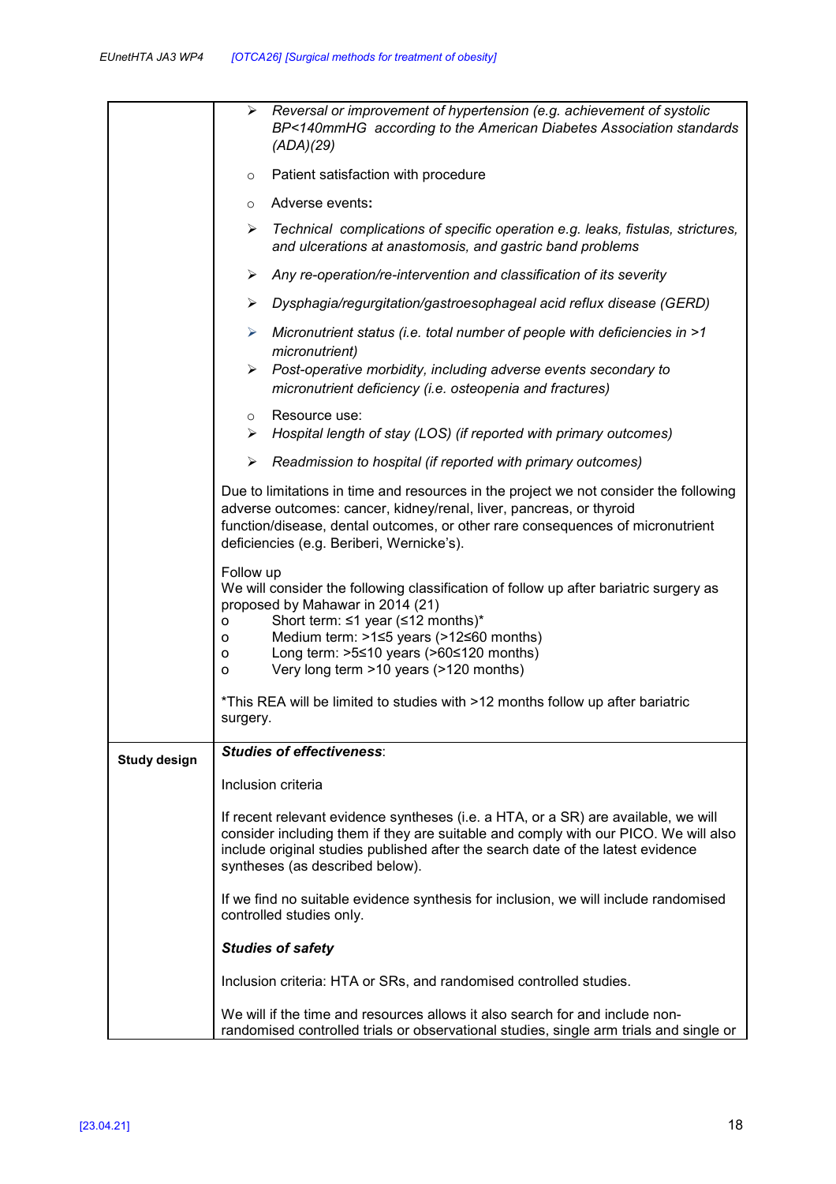| | |
|---|---|
| | ➢ *Reversal or improvement of hypertension (e.g. achievement of systolic BP<140mmHG according to the American Diabetes Association standards (ADA)(29)*<br><br>○ Patient satisfaction with procedure<br><br>○ Adverse events**:**<br><br>➢ *Technical complications of specific operation e.g. leaks, fistulas, strictures, and ulcerations at anastomosis, and gastric band problems*<br><br>➢ *Any re-operation/re-intervention and classification of its severity*<br><br>➢ *Dysphagia/regurgitation/gastroesophageal acid reflux disease (GERD)*<br><br>➢ *Micronutrient status (i.e. total number of people with deficiencies in >1 micronutrient)*<br>➢ *Post-operative morbidity, including adverse events secondary to micronutrient deficiency (i.e. osteopenia and fractures)*<br><br>○ Resource use:<br>➢ *Hospital length of stay (LOS) (if reported with primary outcomes)*<br><br>➢ *Readmission to hospital (if reported with primary outcomes)*<br><br>Due to limitations in time and resources in the project we not consider the following adverse outcomes: cancer, kidney/renal, liver, pancreas, or thyroid function/disease, dental outcomes, or other rare consequences of micronutrient deficiencies (e.g. Beriberi, Wernicke's).<br><br>Follow up<br>We will consider the following classification of follow up after bariatric surgery as proposed by Mahawar in 2014 (21)<br>o Short term: ≤1 year (≤12 months)*<br>o Medium term: >1≤5 years (>12≤60 months)<br>o Long term: >5≤10 years (>60≤120 months)<br>o Very long term >10 years (>120 months)<br><br>*This REA will be limited to studies with >12 months follow up after bariatric surgery. |
| **Study design** | ***Studies of effectiveness***:<br><br>Inclusion criteria<br><br>If recent relevant evidence syntheses (i.e. a HTA, or a SR) are available, we will consider including them if they are suitable and comply with our PICO. We will also include original studies published after the search date of the latest evidence syntheses (as described below).<br><br>If we find no suitable evidence synthesis for inclusion, we will include randomised controlled studies only.<br><br>***Studies of safety***<br><br>Inclusion criteria: HTA or SRs, and randomised controlled studies.<br><br>We will if the time and resources allows it also search for and include non-randomised controlled trials or observational studies, single arm trials and single or |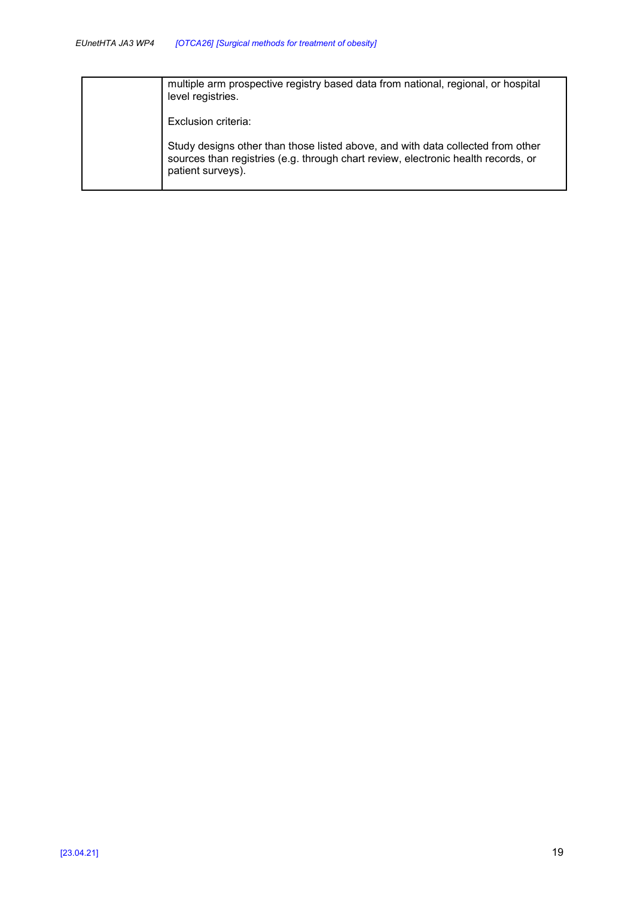| | |
|---|---|
| | multiple arm prospective registry based data from national, regional, or hospital level registries.<br><br>Exclusion criteria:<br><br>Study designs other than those listed above, and with data collected from other sources than registries (e.g. through chart review, electronic health records, or patient surveys). |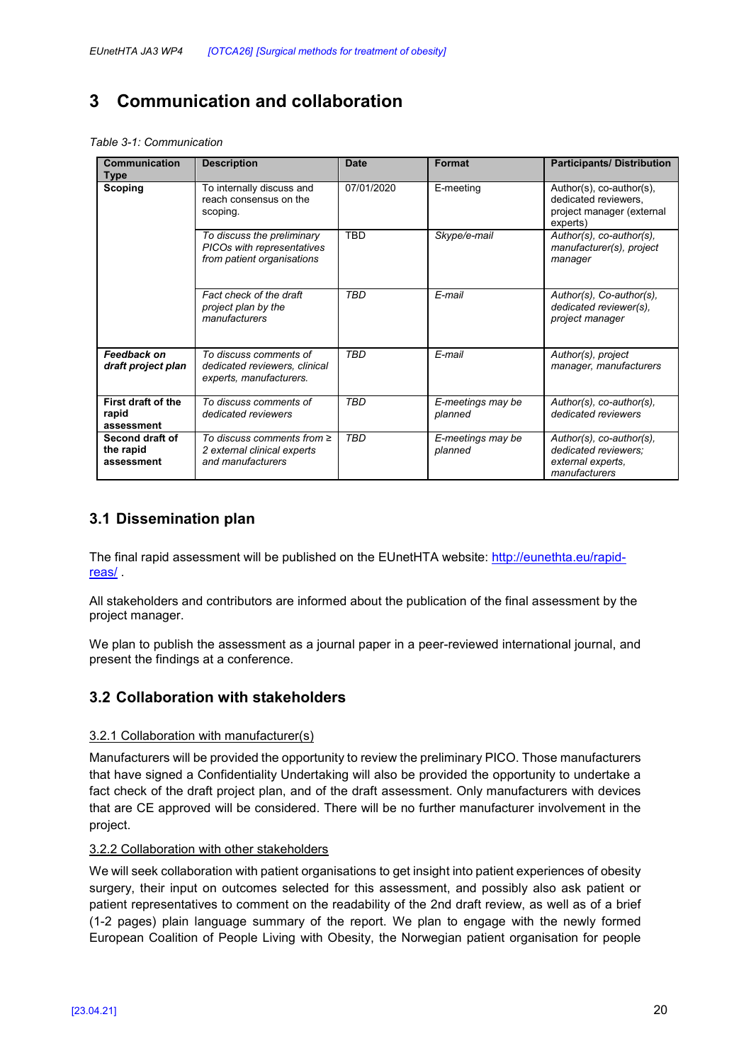# 3 Communication and collaboration

*Table 3-1: Communication*

| Communication Type | Description | Date | Format | Participants/ Distribution |
|---|---|---|---|---|
| **Scoping** | To internally discuss and reach consensus on the scoping. | 07/01/2020 | E-meeting | Author(s), co-author(s), dedicated reviewers, project manager (external experts) |
| | *To discuss the preliminary PICOs with representatives from patient organisations* | TBD | *Skype/e-mail* | *Author(s), co-author(s), manufacturer(s), project manager* |
| | *Fact check of the draft project plan by the manufacturers* | *TBD* | *E-mail* | *Author(s), Co-author(s), dedicated reviewer(s), project manager* |
| ***Feedback on draft project plan*** | *To discuss comments of dedicated reviewers, clinical experts, manufacturers.* | *TBD* | *E-mail* | *Author(s), project manager, manufacturers* |
| **First draft of the rapid assessment** | *To discuss comments of dedicated reviewers* | *TBD* | *E-meetings may be planned* | *Author(s), co-author(s), dedicated reviewers* |
| **Second draft of the rapid assessment** | *To discuss comments from ≥ 2 external clinical experts and manufacturers* | *TBD* | *E-meetings may be planned* | *Author(s), co-author(s), dedicated reviewers; external experts, manufacturers* |

## 3.1 Dissemination plan

The final rapid assessment will be published on the EUnetHTA website: http://eunethta.eu/rapid-reas/ .

All stakeholders and contributors are informed about the publication of the final assessment by the project manager.

We plan to publish the assessment as a journal paper in a peer-reviewed international journal, and present the findings at a conference.

## 3.2 Collaboration with stakeholders

### 3.2.1 Collaboration with manufacturer(s)

Manufacturers will be provided the opportunity to review the preliminary PICO. Those manufacturers that have signed a Confidentiality Undertaking will also be provided the opportunity to undertake a fact check of the draft project plan, and of the draft assessment. Only manufacturers with devices that are CE approved will be considered. There will be no further manufacturer involvement in the project.

### 3.2.2 Collaboration with other stakeholders

We will seek collaboration with patient organisations to get insight into patient experiences of obesity surgery, their input on outcomes selected for this assessment, and possibly also ask patient or patient representatives to comment on the readability of the 2nd draft review, as well as of a brief (1-2 pages) plain language summary of the report. We plan to engage with the newly formed European Coalition of People Living with Obesity, the Norwegian patient organisation for people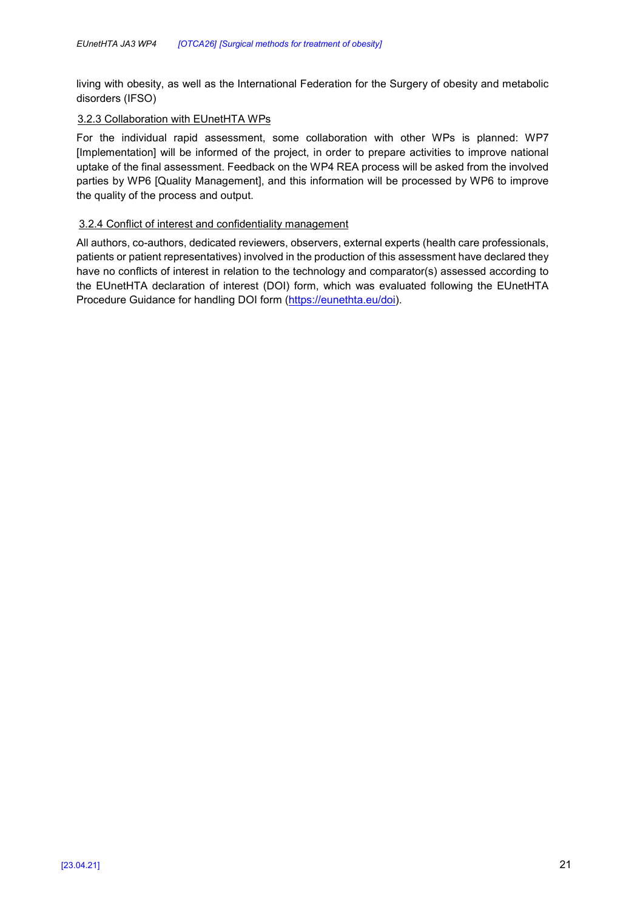living with obesity, as well as the International Federation for the Surgery of obesity and metabolic disorders (IFSO)

### 3.2.3 Collaboration with EUnetHTA WPs

For the individual rapid assessment, some collaboration with other WPs is planned: WP7 [Implementation] will be informed of the project, in order to prepare activities to improve national uptake of the final assessment. Feedback on the WP4 REA process will be asked from the involved parties by WP6 [Quality Management], and this information will be processed by WP6 to improve the quality of the process and output.

### 3.2.4 Conflict of interest and confidentiality management

All authors, co-authors, dedicated reviewers, observers, external experts (health care professionals, patients or patient representatives) involved in the production of this assessment have declared they have no conflicts of interest in relation to the technology and comparator(s) assessed according to the EUnetHTA declaration of interest (DOI) form, which was evaluated following the EUnetHTA Procedure Guidance for handling DOI form (https://eunethta.eu/doi).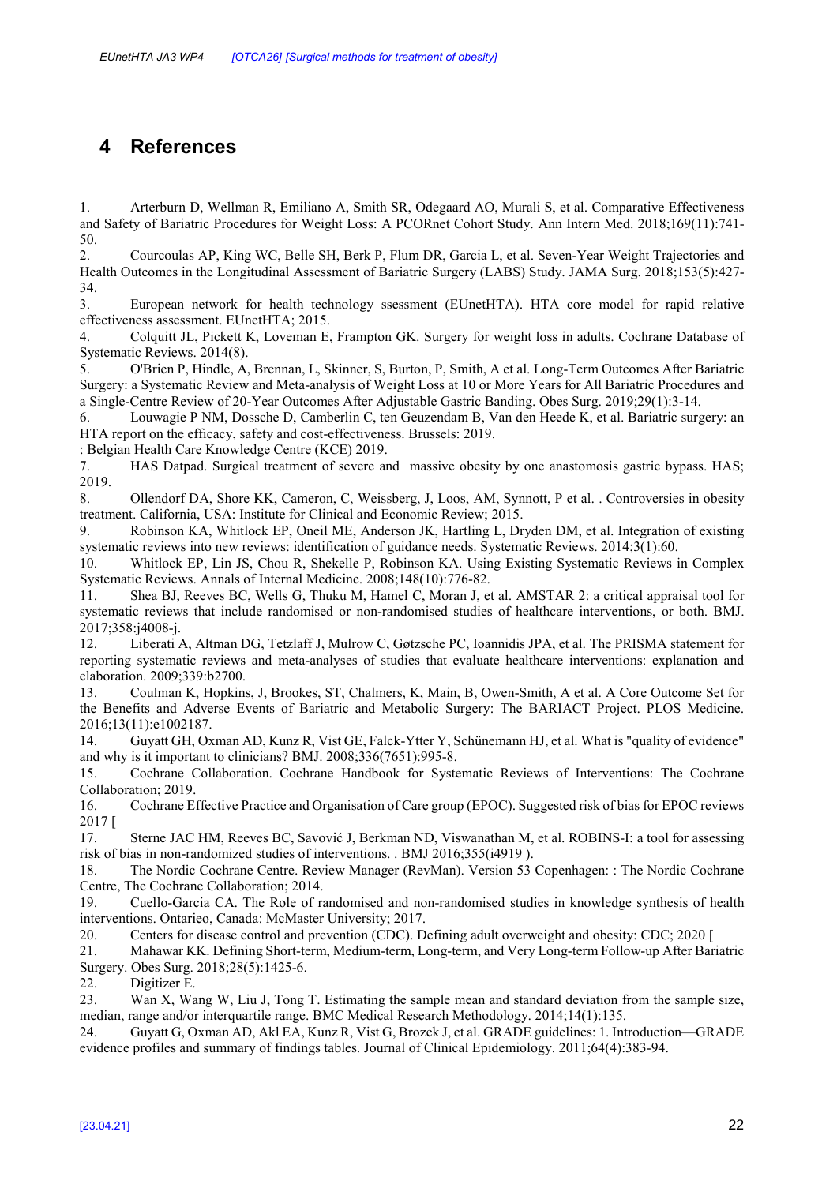# 4 References

1. Arterburn D, Wellman R, Emiliano A, Smith SR, Odegaard AO, Murali S, et al. Comparative Effectiveness and Safety of Bariatric Procedures for Weight Loss: A PCORnet Cohort Study. Ann Intern Med. 2018;169(11):741-50.
2. Courcoulas AP, King WC, Belle SH, Berk P, Flum DR, Garcia L, et al. Seven-Year Weight Trajectories and Health Outcomes in the Longitudinal Assessment of Bariatric Surgery (LABS) Study. JAMA Surg. 2018;153(5):427-34.
3. European network for health technology ssessment (EUnetHTA). HTA core model for rapid relative effectiveness assessment. EUnetHTA; 2015.
4. Colquitt JL, Pickett K, Loveman E, Frampton GK. Surgery for weight loss in adults. Cochrane Database of Systematic Reviews. 2014(8).
5. O'Brien P, Hindle, A, Brennan, L, Skinner, S, Burton, P, Smith, A et al. Long-Term Outcomes After Bariatric Surgery: a Systematic Review and Meta-analysis of Weight Loss at 10 or More Years for All Bariatric Procedures and a Single-Centre Review of 20-Year Outcomes After Adjustable Gastric Banding. Obes Surg. 2019;29(1):3-14.
6. Louwagie P NM, Dossche D, Camberlin C, ten Geuzendam B, Van den Heede K, et al. Bariatric surgery: an HTA report on the efficacy, safety and cost-effectiveness. Brussels: 2019.
: Belgian Health Care Knowledge Centre (KCE) 2019.
7. HAS Datpad. Surgical treatment of severe and massive obesity by one anastomosis gastric bypass. HAS; 2019.
8. Ollendorf DA, Shore KK, Cameron, C, Weissberg, J, Loos, AM, Synnott, P et al. . Controversies in obesity treatment. California, USA: Institute for Clinical and Economic Review; 2015.
9. Robinson KA, Whitlock EP, Oneil ME, Anderson JK, Hartling L, Dryden DM, et al. Integration of existing systematic reviews into new reviews: identification of guidance needs. Systematic Reviews. 2014;3(1):60.
10. Whitlock EP, Lin JS, Chou R, Shekelle P, Robinson KA. Using Existing Systematic Reviews in Complex Systematic Reviews. Annals of Internal Medicine. 2008;148(10):776-82.
11. Shea BJ, Reeves BC, Wells G, Thuku M, Hamel C, Moran J, et al. AMSTAR 2: a critical appraisal tool for systematic reviews that include randomised or non-randomised studies of healthcare interventions, or both. BMJ. 2017;358:j4008-j.
12. Liberati A, Altman DG, Tetzlaff J, Mulrow C, Gøtzsche PC, Ioannidis JPA, et al. The PRISMA statement for reporting systematic reviews and meta-analyses of studies that evaluate healthcare interventions: explanation and elaboration. 2009;339:b2700.
13. Coulman K, Hopkins, J, Brookes, ST, Chalmers, K, Main, B, Owen-Smith, A et al. A Core Outcome Set for the Benefits and Adverse Events of Bariatric and Metabolic Surgery: The BARIACT Project. PLOS Medicine. 2016;13(11):e1002187.
14. Guyatt GH, Oxman AD, Kunz R, Vist GE, Falck-Ytter Y, Schünemann HJ, et al. What is "quality of evidence" and why is it important to clinicians? BMJ. 2008;336(7651):995-8.
15. Cochrane Collaboration. Cochrane Handbook for Systematic Reviews of Interventions: The Cochrane Collaboration; 2019.
16. Cochrane Effective Practice and Organisation of Care group (EPOC). Suggested risk of bias for EPOC reviews 2017 [
17. Sterne JAC HM, Reeves BC, Savović J, Berkman ND, Viswanathan M, et al. ROBINS-I: a tool for assessing risk of bias in non-randomized studies of interventions. . BMJ 2016;355(i4919 ).
18. The Nordic Cochrane Centre. Review Manager (RevMan). Version 53 Copenhagen: : The Nordic Cochrane Centre, The Cochrane Collaboration; 2014.
19. Cuello-Garcia CA. The Role of randomised and non-randomised studies in knowledge synthesis of health interventions. Ontarieo, Canada: McMaster University; 2017.
20. Centers for disease control and prevention (CDC). Defining adult overweight and obesity: CDC; 2020 [
21. Mahawar KK. Defining Short-term, Medium-term, Long-term, and Very Long-term Follow-up After Bariatric Surgery. Obes Surg. 2018;28(5):1425-6.
22. Digitizer E.
23. Wan X, Wang W, Liu J, Tong T. Estimating the sample mean and standard deviation from the sample size, median, range and/or interquartile range. BMC Medical Research Methodology. 2014;14(1):135.
24. Guyatt G, Oxman AD, Akl EA, Kunz R, Vist G, Brozek J, et al. GRADE guidelines: 1. Introduction—GRADE evidence profiles and summary of findings tables. Journal of Clinical Epidemiology. 2011;64(4):383-94.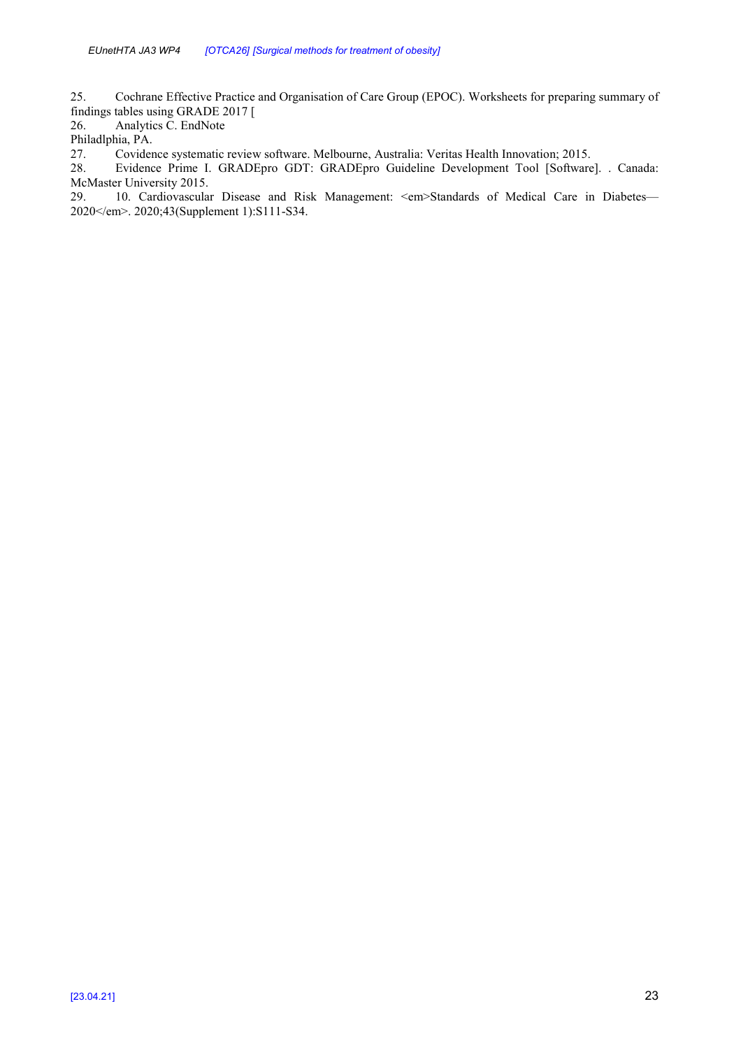25. Cochrane Effective Practice and Organisation of Care Group (EPOC). Worksheets for preparing summary of findings tables using GRADE 2017 [

26. Analytics C. EndNote
Philadlphia, PA.

27. Covidence systematic review software. Melbourne, Australia: Veritas Health Innovation; 2015.

28. Evidence Prime I. GRADEpro GDT: GRADEpro Guideline Development Tool [Software]. . Canada: McMaster University 2015.

29. 10. Cardiovascular Disease and Risk Management: <em>Standards of Medical Care in Diabetes—2020</em>. 2020;43(Supplement 1):S111-S34.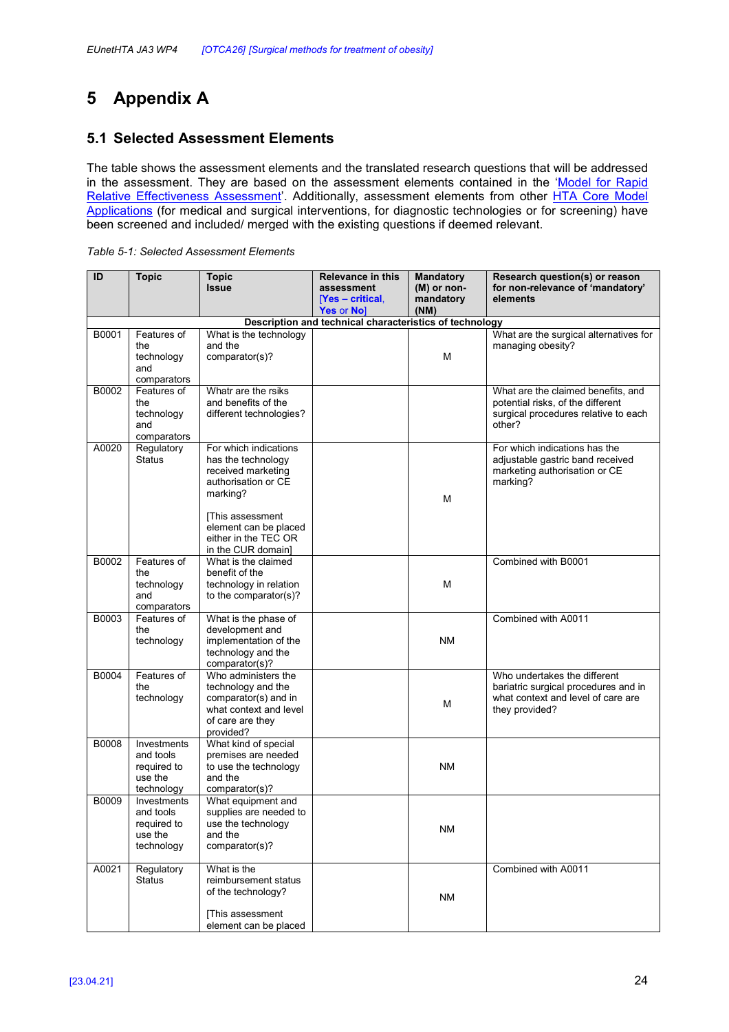# 5 Appendix A

## 5.1 Selected Assessment Elements

The table shows the assessment elements and the translated research questions that will be addressed in the assessment. They are based on the assessment elements contained in the 'Model for Rapid Relative Effectiveness Assessment'. Additionally, assessment elements from other HTA Core Model Applications (for medical and surgical interventions, for diagnostic technologies or for screening) have been screened and included/ merged with the existing questions if deemed relevant.

*Table 5-1: Selected Assessment Elements*

| ID | Topic | Topic Issue | Relevance in this assessment [Yes – critical, Yes or No] | Mandatory (M) or non-mandatory (NM) | Research question(s) or reason for non-relevance of 'mandatory' elements |
|---|---|---|---|---|---|
| **Description and technical characteristics of technology** | | | | | |
| B0001 | Features of the technology and comparators | What is the technology and the comparator(s)? | | M | What are the surgical alternatives for managing obesity? |
| B0002 | Features of the technology and comparators | Whatr are the rsiks and benefits of the different technologies? | | | What are the claimed benefits, and potential risks, of the different surgical procedures relative to each other? |
| A0020 | Regulatory Status | For which indications has the technology received marketing authorisation or CE marking? [This assessment element can be placed either in the TEC OR in the CUR domain] | | M | For which indications has the adjustable gastric band received marketing authorisation or CE marking? |
| B0002 | Features of the technology and comparators | What is the claimed benefit of the technology in relation to the comparator(s)? | | M | Combined with B0001 |
| B0003 | Features of the technology | What is the phase of development and implementation of the technology and the comparator(s)? | | NM | Combined with A0011 |
| B0004 | Features of the technology | Who administers the technology and the comparator(s) and in what context and level of care are they provided? | | M | Who undertakes the different bariatric surgical procedures and in what context and level of care are they provided? |
| B0008 | Investments and tools required to use the technology | What kind of special premises are needed to use the technology and the comparator(s)? | | NM | |
| B0009 | Investments and tools required to use the technology | What equipment and supplies are needed to use the technology and the comparator(s)? | | NM | |
| A0021 | Regulatory Status | What is the reimbursement status of the technology? [This assessment element can be placed | | NM | Combined with A0011 |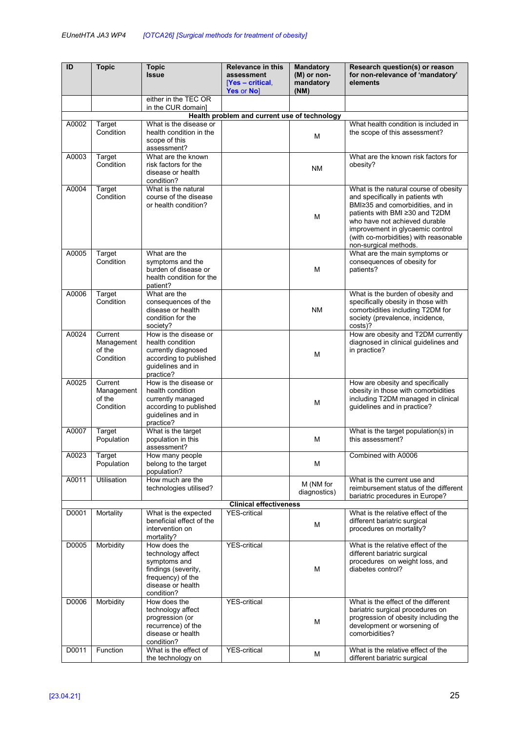| ID | Topic | Topic Issue | Relevance in this assessment [Yes – critical, Yes or No] | Mandatory (M) or non-mandatory (NM) | Research question(s) or reason for non-relevance of 'mandatory' elements |
|---|---|---|---|---|---|
| | | either in the TEC OR in the CUR domain] | | | |
| **Health problem and current use of technology** | | | | | |
| A0002 | Target Condition | What is the disease or health condition in the scope of this assessment? | | M | What health condition is included in the scope of this assessment? |
| A0003 | Target Condition | What are the known risk factors for the disease or health condition? | | NM | What are the known risk factors for obesity? |
| A0004 | Target Condition | What is the natural course of the disease or health condition? | | M | What is the natural course of obesity and specifically in patients with BMI≥35 and comorbidities, and in patients with BMI ≥30 and T2DM who have not achieved durable improvement in glycaemic control (with co-morbidities) with reasonable non-surgical methods. |
| A0005 | Target Condition | What are the symptoms and the burden of disease or health condition for the patient? | | M | What are the main symptoms or consequences of obesity for patients? |
| A0006 | Target Condition | What are the consequences of the disease or health condition for the society? | | NM | What is the burden of obesity and specifically obesity in those with comorbidities including T2DM for society (prevalence, incidence, costs)? |
| A0024 | Current Management of the Condition | How is the disease or health condition currently diagnosed according to published guidelines and in practice? | | M | How are obesity and T2DM currently diagnosed in clinical guidelines and in practice? |
| A0025 | Current Management of the Condition | How is the disease or health condition currently managed according to published guidelines and in practice? | | M | How are obesity and specifically obesity in those with comorbidities including T2DM managed in clinical guidelines and in practice? |
| A0007 | Target Population | What is the target population in this assessment? | | M | What is the target population(s) in this assessment? |
| A0023 | Target Population | How many people belong to the target population? | | M | Combined with A0006 |
| A0011 | Utilisation | How much are the technologies utilised? | | M (NM for diagnostics) | What is the current use and reimbursement status of the different bariatric procedures in Europe? |
| **Clinical effectiveness** | | | | | |
| D0001 | Mortality | What is the expected beneficial effect of the intervention on mortality? | YES-critical | M | What is the relative effect of the different bariatric surgical procedures on mortality? |
| D0005 | Morbidity | How does the technology affect symptoms and findings (severity, frequency) of the disease or health condition? | YES-critical | M | What is the relative effect of the different bariatric surgical procedures on weight loss, and diabetes control? |
| D0006 | Morbidity | How does the technology affect progression (or recurrence) of the disease or health condition? | YES-critical | M | What is the effect of the different bariatric surgical procedures on progression of obesity including the development or worsening of comorbidities? |
| D0011 | Function | What is the effect of the technology on | YES-critical | M | What is the relative effect of the different bariatric surgical |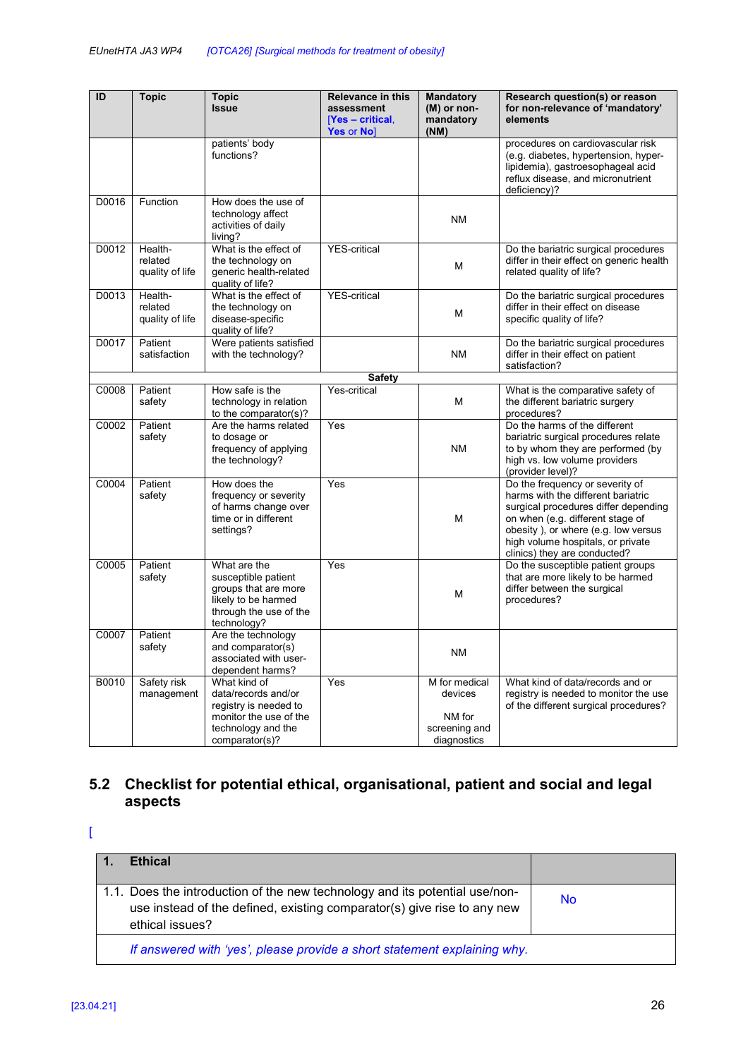| ID | Topic | Topic Issue | Relevance in this assessment [Yes – critical, Yes or No] | Mandatory (M) or non-mandatory (NM) | Research question(s) or reason for non-relevance of 'mandatory' elements |
|---|---|---|---|---|---|
| | | patients' body functions? | | | procedures on cardiovascular risk (e.g. diabetes, hypertension, hyper-lipidemia), gastroesophageal acid reflux disease, and micronutrient deficiency)? |
| D0016 | Function | How does the use of technology affect activities of daily living? | | NM | |
| D0012 | Health-related quality of life | What is the effect of the technology on generic health-related quality of life? | YES-critical | M | Do the bariatric surgical procedures differ in their effect on generic health related quality of life? |
| D0013 | Health-related quality of life | What is the effect of the technology on disease-specific quality of life? | YES-critical | M | Do the bariatric surgical procedures differ in their effect on disease specific quality of life? |
| D0017 | Patient satisfaction | Were patients satisfied with the technology? | | NM | Do the bariatric surgical procedures differ in their effect on patient satisfaction? |
| | | | **Safety** | | |
| C0008 | Patient safety | How safe is the technology in relation to the comparator(s)? | Yes-critical | M | What is the comparative safety of the different bariatric surgery procedures? |
| C0002 | Patient safety | Are the harms related to dosage or frequency of applying the technology? | Yes | NM | Do the harms of the different bariatric surgical procedures relate to by whom they are performed (by high vs. low volume providers (provider level)? |
| C0004 | Patient safety | How does the frequency or severity of harms change over time or in different settings? | Yes | M | Do the frequency or severity of harms with the different bariatric surgical procedures differ depending on when (e.g. different stage of obesity ), or where (e.g. low versus high volume hospitals, or private clinics) they are conducted? |
| C0005 | Patient safety | What are the susceptible patient groups that are more likely to be harmed through the use of the technology? | Yes | M | Do the susceptible patient groups that are more likely to be harmed differ between the surgical procedures? |
| C0007 | Patient safety | Are the technology and comparator(s) associated with user-dependent harms? | | NM | |
| B0010 | Safety risk management | What kind of data/records and/or registry is needed to monitor the use of the technology and the comparator(s)? | Yes | M for medical devices<br><br>NM for screening and diagnostics | What kind of data/records and or registry is needed to monitor the use of the different surgical procedures? |

## 5.2 Checklist for potential ethical, organisational, patient and social and legal aspects

[

| **1. Ethical** | |
|---|---|
| 1.1. Does the introduction of the new technology and its potential use/non-use instead of the defined, existing comparator(s) give rise to any new ethical issues? | No |
| *If answered with 'yes', please provide a short statement explaining why.* | |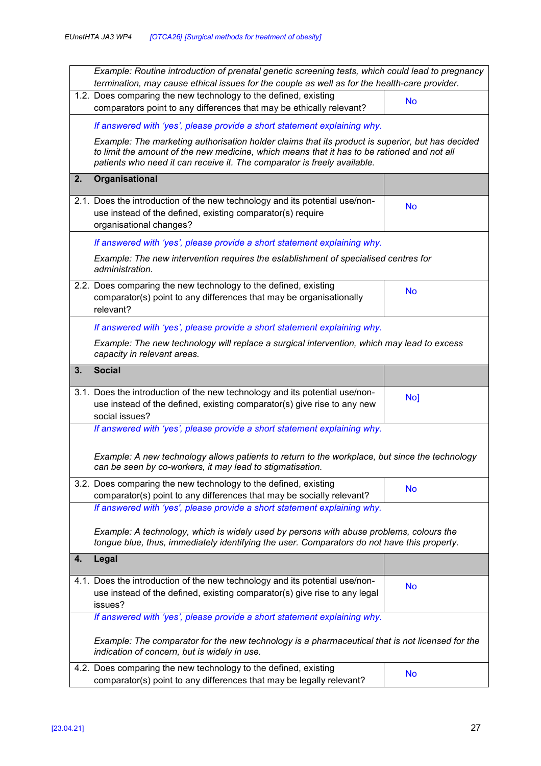| | |
|---|---|
| *Example: Routine introduction of prenatal genetic screening tests, which could lead to pregnancy termination, may cause ethical issues for the couple as well as for the health-care provider.* | |
| 1.2. Does comparing the new technology to the defined, existing comparators point to any differences that may be ethically relevant? | No |
| *If answered with 'yes', please provide a short statement explaining why.*<br><br>*Example: The marketing authorisation holder claims that its product is superior, but has decided to limit the amount of the new medicine, which means that it has to be rationed and not all patients who need it can receive it. The comparator is freely available.* | |
| **2. Organisational** | |
| 2.1. Does the introduction of the new technology and its potential use/non-use instead of the defined, existing comparator(s) require organisational changes? | No |
| *If answered with 'yes', please provide a short statement explaining why.*<br><br>*Example: The new intervention requires the establishment of specialised centres for administration.* | |
| 2.2. Does comparing the new technology to the defined, existing comparator(s) point to any differences that may be organisationally relevant? | No |
| *If answered with 'yes', please provide a short statement explaining why.*<br><br>*Example: The new technology will replace a surgical intervention, which may lead to excess capacity in relevant areas.* | |
| **3. Social** | |
| 3.1. Does the introduction of the new technology and its potential use/non-use instead of the defined, existing comparator(s) give rise to any new social issues? | No] |
| *If answered with 'yes', please provide a short statement explaining why.*<br><br>*Example: A new technology allows patients to return to the workplace, but since the technology can be seen by co-workers, it may lead to stigmatisation.* | |
| 3.2. Does comparing the new technology to the defined, existing comparator(s) point to any differences that may be socially relevant? | No |
| *If answered with 'yes', please provide a short statement explaining why.*<br><br>*Example: A technology, which is widely used by persons with abuse problems, colours the tongue blue, thus, immediately identifying the user. Comparators do not have this property.* | |
| **4. Legal** | |
| 4.1. Does the introduction of the new technology and its potential use/non-use instead of the defined, existing comparator(s) give rise to any legal issues? | No |
| *If answered with 'yes', please provide a short statement explaining why.*<br><br>*Example: The comparator for the new technology is a pharmaceutical that is not licensed for the indication of concern, but is widely in use.* | |
| 4.2. Does comparing the new technology to the defined, existing comparator(s) point to any differences that may be legally relevant? | No |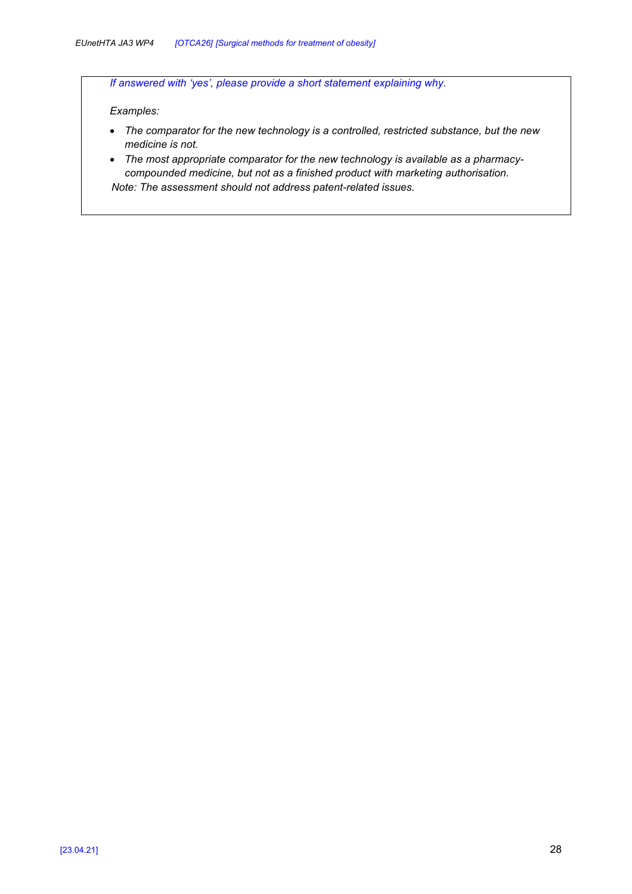*If answered with ‘yes’, please provide a short statement explaining why.*

*Examples:*

- *The comparator for the new technology is a controlled, restricted substance, but the new medicine is not.*
- *The most appropriate comparator for the new technology is available as a pharmacy-compounded medicine, but not as a finished product with marketing authorisation.*

*Note: The assessment should not address patent-related issues.*